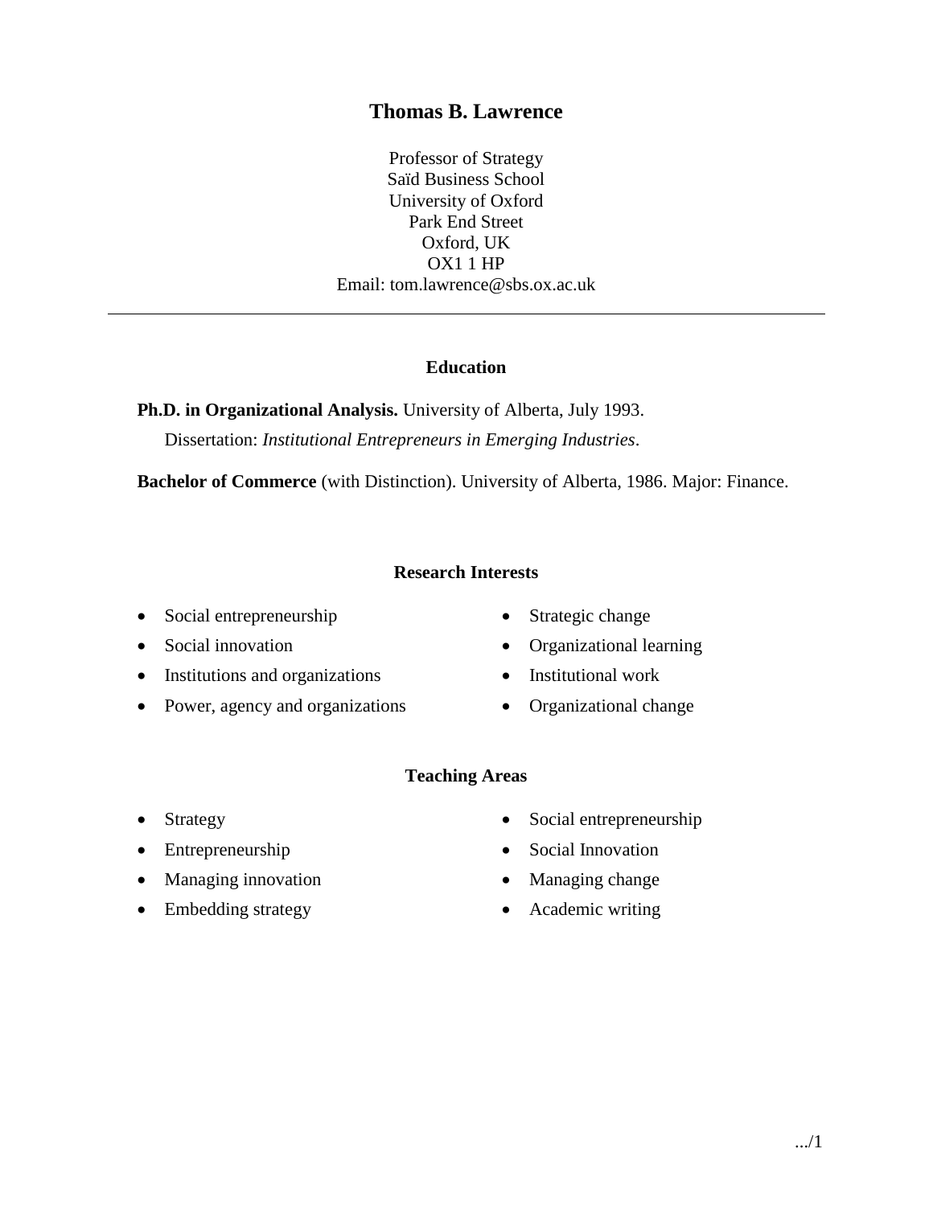# Thomas B. Lawrence

Professor of Strategy
Saïd Business School
University of Oxford
Park End Street
Oxford, UK
OX1 1 HP
Email: tom.lawrence@sbs.ox.ac.uk

---

## Education

**Ph.D. in Organizational Analysis.** University of Alberta, July 1993.
Dissertation: *Institutional Entrepreneurs in Emerging Industries*.

**Bachelor of Commerce** (with Distinction). University of Alberta, 1986. Major: Finance.

## Research Interests

- Social entrepreneurship
- Social innovation
- Institutions and organizations
- Power, agency and organizations
- Strategic change
- Organizational learning
- Institutional work
- Organizational change

## Teaching Areas

- Strategy
- Entrepreneurship
- Managing innovation
- Embedding strategy
- Social entrepreneurship
- Social Innovation
- Managing change
- Academic writing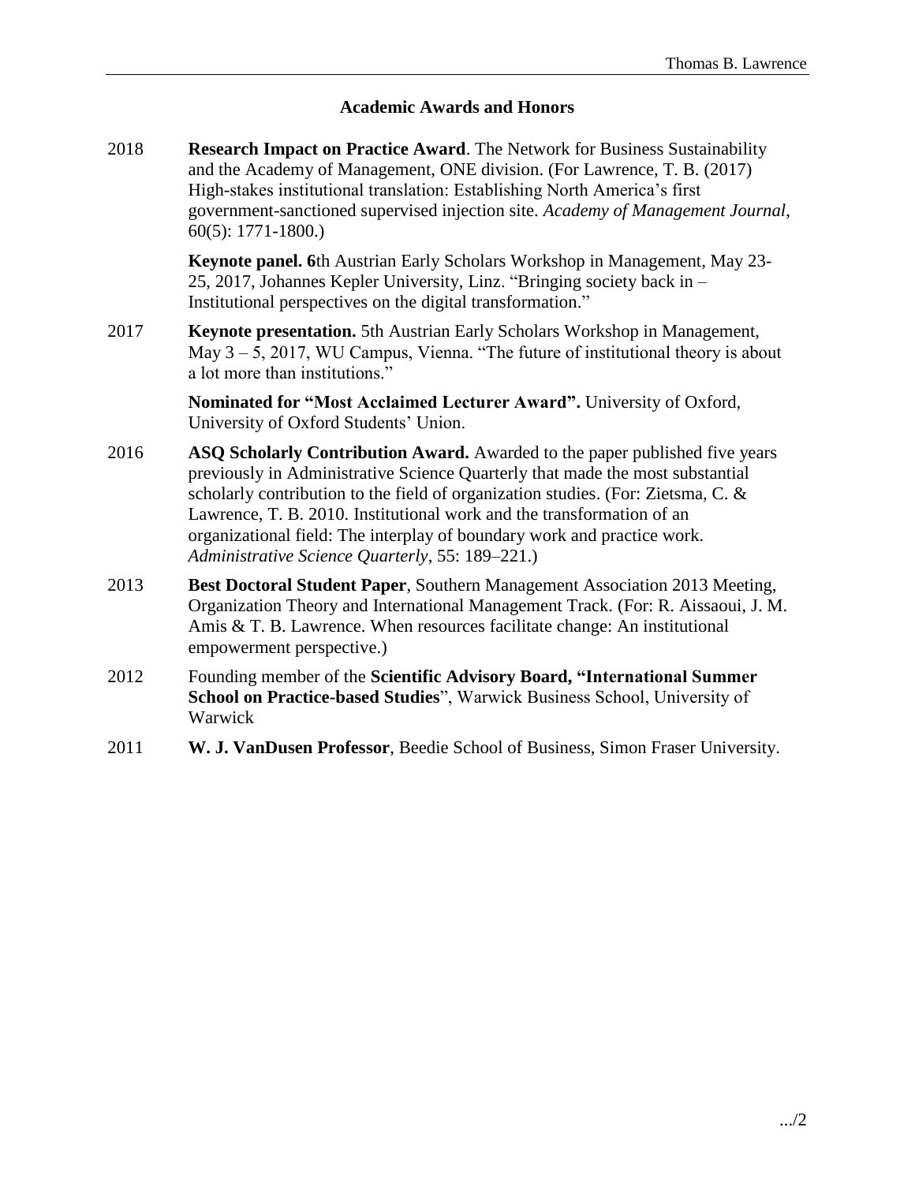## Academic Awards and Honors

2018 **Research Impact on Practice Award**. The Network for Business Sustainability and the Academy of Management, ONE division. (For Lawrence, T. B. (2017) High-stakes institutional translation: Establishing North America's first government-sanctioned supervised injection site. *Academy of Management Journal*, 60(5): 1771-1800.)

**Keynote panel. 6**th Austrian Early Scholars Workshop in Management, May 23-25, 2017, Johannes Kepler University, Linz. "Bringing society back in – Institutional perspectives on the digital transformation."

2017 **Keynote presentation.** 5th Austrian Early Scholars Workshop in Management, May 3 – 5, 2017, WU Campus, Vienna. "The future of institutional theory is about a lot more than institutions."

**Nominated for "Most Acclaimed Lecturer Award".** University of Oxford, University of Oxford Students' Union.

2016 **ASQ Scholarly Contribution Award.** Awarded to the paper published five years previously in Administrative Science Quarterly that made the most substantial scholarly contribution to the field of organization studies. (For: Zietsma, C. & Lawrence, T. B. 2010. Institutional work and the transformation of an organizational field: The interplay of boundary work and practice work. *Administrative Science Quarterly*, 55: 189–221.)

2013 **Best Doctoral Student Paper**, Southern Management Association 2013 Meeting, Organization Theory and International Management Track. (For: R. Aissaoui, J. M. Amis & T. B. Lawrence. When resources facilitate change: An institutional empowerment perspective.)

2012 Founding member of the **Scientific Advisory Board, "International Summer School on Practice-based Studies**", Warwick Business School, University of Warwick

2011 **W. J. VanDusen Professor**, Beedie School of Business, Simon Fraser University.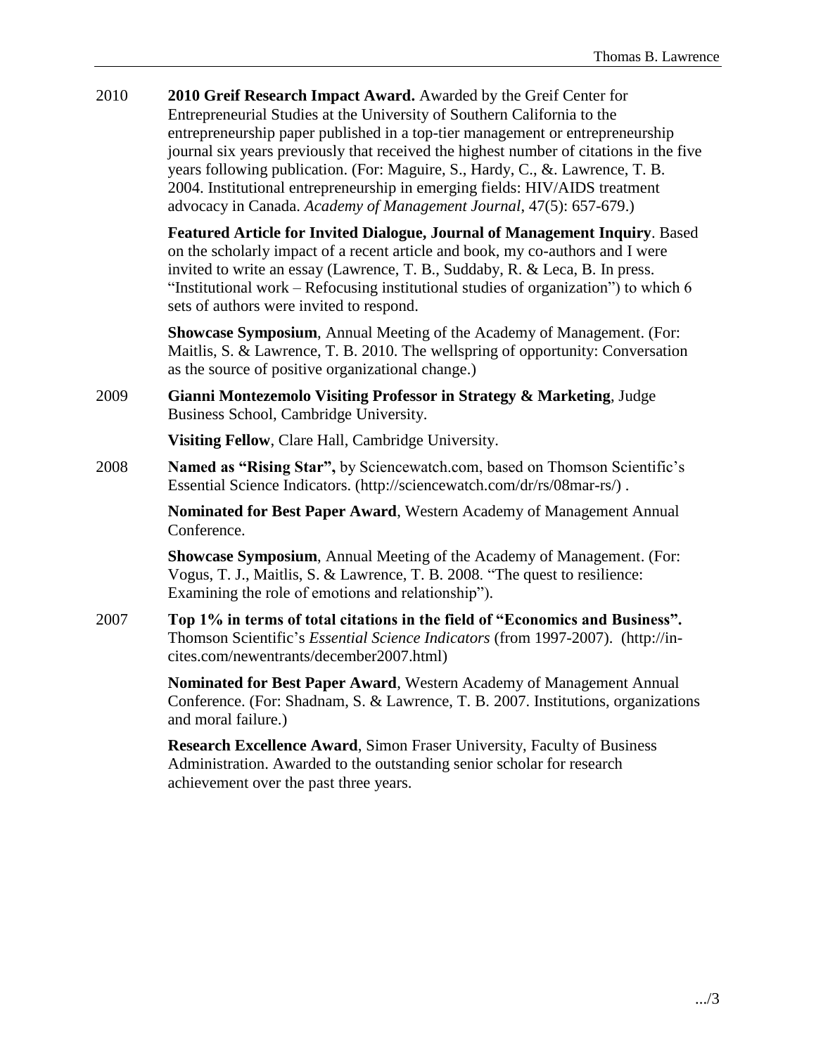2010 **2010 Greif Research Impact Award.** Awarded by the Greif Center for Entrepreneurial Studies at the University of Southern California to the entrepreneurship paper published in a top-tier management or entrepreneurship journal six years previously that received the highest number of citations in the five years following publication. (For: Maguire, S., Hardy, C., &. Lawrence, T. B. 2004. Institutional entrepreneurship in emerging fields: HIV/AIDS treatment advocacy in Canada. *Academy of Management Journal*, 47(5): 657-679.)

**Featured Article for Invited Dialogue, Journal of Management Inquiry**. Based on the scholarly impact of a recent article and book, my co-authors and I were invited to write an essay (Lawrence, T. B., Suddaby, R. & Leca, B. In press. "Institutional work – Refocusing institutional studies of organization") to which 6 sets of authors were invited to respond.

**Showcase Symposium**, Annual Meeting of the Academy of Management. (For: Maitlis, S. & Lawrence, T. B. 2010. The wellspring of opportunity: Conversation as the source of positive organizational change.)

2009 **Gianni Montezemolo Visiting Professor in Strategy & Marketing**, Judge Business School, Cambridge University.

**Visiting Fellow**, Clare Hall, Cambridge University.

2008 **Named as "Rising Star",** by Sciencewatch.com, based on Thomson Scientific's Essential Science Indicators. (http://sciencewatch.com/dr/rs/08mar-rs/) .

**Nominated for Best Paper Award**, Western Academy of Management Annual Conference.

**Showcase Symposium**, Annual Meeting of the Academy of Management. (For: Vogus, T. J., Maitlis, S. & Lawrence, T. B. 2008. "The quest to resilience: Examining the role of emotions and relationship").

2007 **Top 1% in terms of total citations in the field of "Economics and Business".** Thomson Scientific's *Essential Science Indicators* (from 1997-2007). (http://in-cites.com/newentrants/december2007.html)

**Nominated for Best Paper Award**, Western Academy of Management Annual Conference. (For: Shadnam, S. & Lawrence, T. B. 2007. Institutions, organizations and moral failure.)

**Research Excellence Award**, Simon Fraser University, Faculty of Business Administration. Awarded to the outstanding senior scholar for research achievement over the past three years.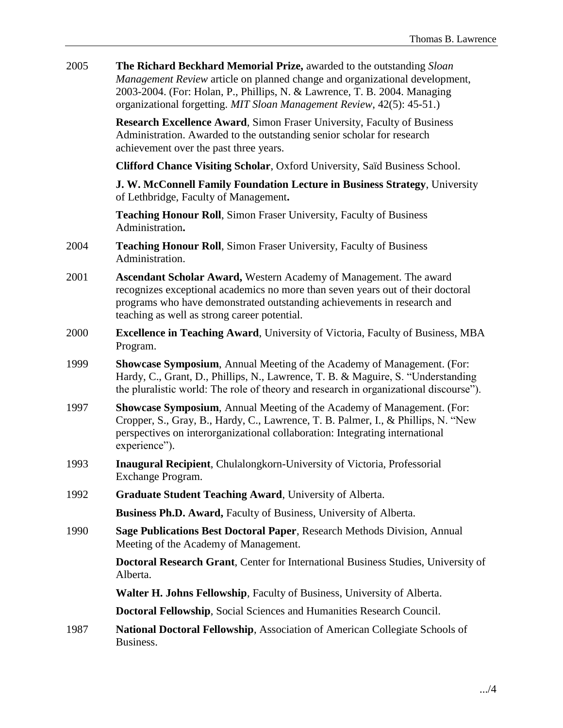2005 **The Richard Beckhard Memorial Prize,** awarded to the outstanding *Sloan Management Review* article on planned change and organizational development, 2003-2004. (For: Holan, P., Phillips, N. & Lawrence, T. B. 2004. Managing organizational forgetting. *MIT Sloan Management Review*, 42(5): 45-51.)

**Research Excellence Award**, Simon Fraser University, Faculty of Business Administration. Awarded to the outstanding senior scholar for research achievement over the past three years.

**Clifford Chance Visiting Scholar**, Oxford University, Saïd Business School.

**J. W. McConnell Family Foundation Lecture in Business Strategy**, University of Lethbridge, Faculty of Management**.**

**Teaching Honour Roll**, Simon Fraser University, Faculty of Business Administration**.**

2004 **Teaching Honour Roll**, Simon Fraser University, Faculty of Business Administration.

2001 **Ascendant Scholar Award,** Western Academy of Management. The award recognizes exceptional academics no more than seven years out of their doctoral programs who have demonstrated outstanding achievements in research and teaching as well as strong career potential.

2000 **Excellence in Teaching Award**, University of Victoria, Faculty of Business, MBA Program.

1999 **Showcase Symposium**, Annual Meeting of the Academy of Management. (For: Hardy, C., Grant, D., Phillips, N., Lawrence, T. B. & Maguire, S. "Understanding the pluralistic world: The role of theory and research in organizational discourse").

1997 **Showcase Symposium**, Annual Meeting of the Academy of Management. (For: Cropper, S., Gray, B., Hardy, C., Lawrence, T. B. Palmer, I., & Phillips, N. "New perspectives on interorganizational collaboration: Integrating international experience").

1993 **Inaugural Recipient**, Chulalongkorn-University of Victoria, Professorial Exchange Program.

1992 **Graduate Student Teaching Award**, University of Alberta.

**Business Ph.D. Award,** Faculty of Business, University of Alberta.

1990 **Sage Publications Best Doctoral Paper**, Research Methods Division, Annual Meeting of the Academy of Management.

**Doctoral Research Grant**, Center for International Business Studies, University of Alberta.

**Walter H. Johns Fellowship**, Faculty of Business, University of Alberta.

**Doctoral Fellowship**, Social Sciences and Humanities Research Council.

1987 **National Doctoral Fellowship**, Association of American Collegiate Schools of Business.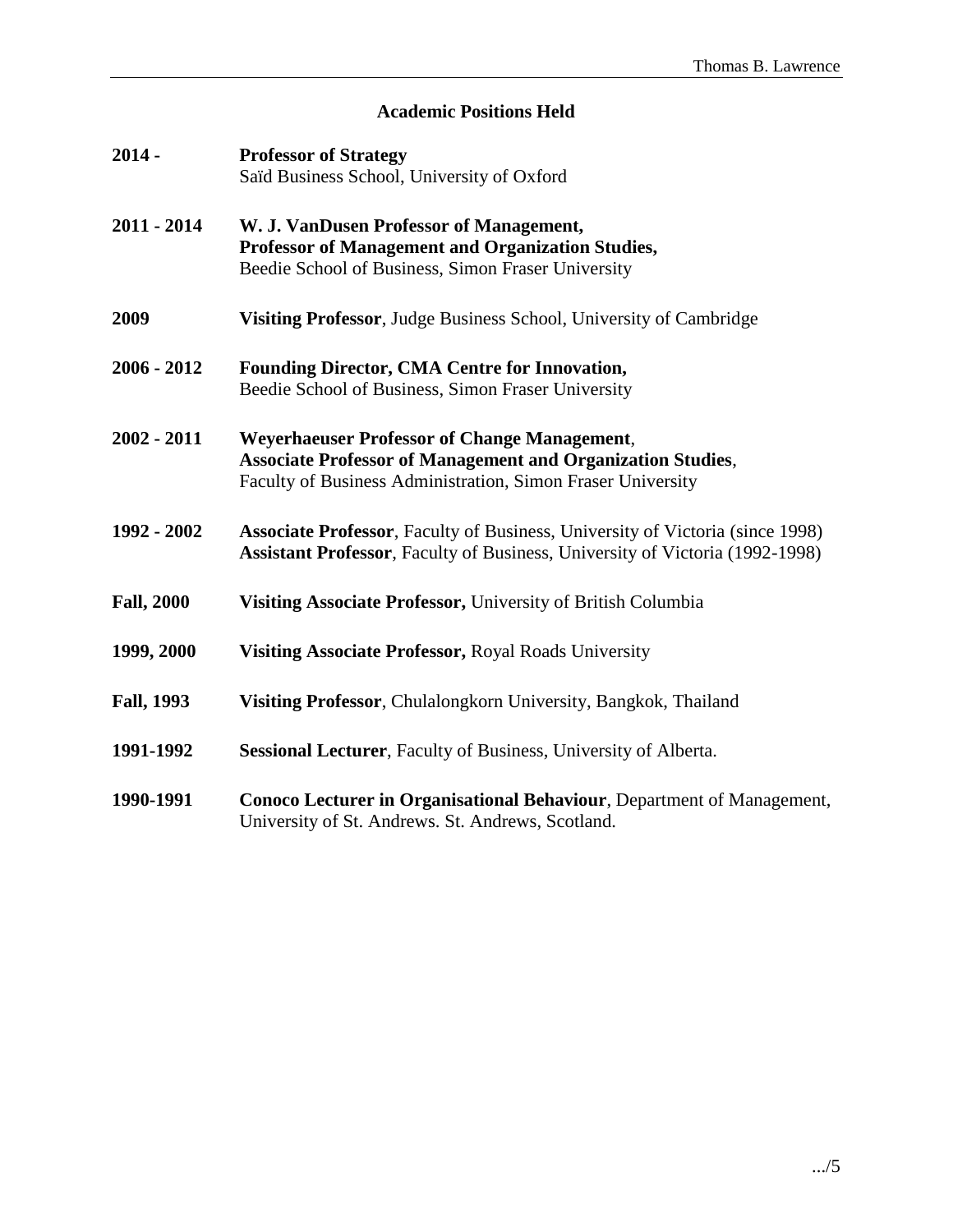## Academic Positions Held

**2014 -** **Professor of Strategy**
Saïd Business School, University of Oxford

**2011 - 2014** **W. J. VanDusen Professor of Management,**
**Professor of Management and Organization Studies,**
Beedie School of Business, Simon Fraser University

**2009** **Visiting Professor**, Judge Business School, University of Cambridge

**2006 - 2012** **Founding Director, CMA Centre for Innovation,**
Beedie School of Business, Simon Fraser University

**2002 - 2011** **Weyerhaeuser Professor of Change Management**,
**Associate Professor of Management and Organization Studies**,
Faculty of Business Administration, Simon Fraser University

**1992 - 2002** **Associate Professor**, Faculty of Business, University of Victoria (since 1998)
**Assistant Professor**, Faculty of Business, University of Victoria (1992-1998)

**Fall, 2000** **Visiting Associate Professor,** University of British Columbia

**1999, 2000** **Visiting Associate Professor,** Royal Roads University

**Fall, 1993** **Visiting Professor**, Chulalongkorn University, Bangkok, Thailand

**1991-1992** **Sessional Lecturer**, Faculty of Business, University of Alberta.

**1990-1991** **Conoco Lecturer in Organisational Behaviour**, Department of Management,
University of St. Andrews. St. Andrews, Scotland.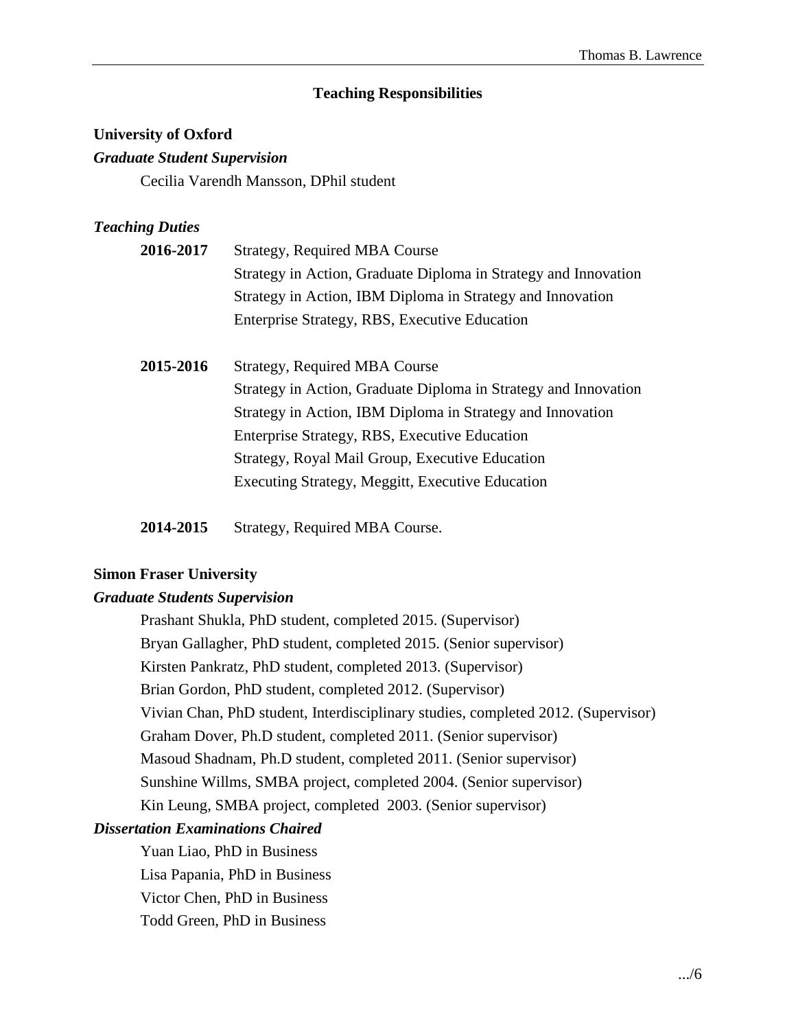## Teaching Responsibilities

**University of Oxford**

***Graduate Student Supervision***

Cecilia Varendh Mansson, DPhil student

***Teaching Duties***

**2016-2017** Strategy, Required MBA Course
Strategy in Action, Graduate Diploma in Strategy and Innovation
Strategy in Action, IBM Diploma in Strategy and Innovation
Enterprise Strategy, RBS, Executive Education

**2015-2016** Strategy, Required MBA Course
Strategy in Action, Graduate Diploma in Strategy and Innovation
Strategy in Action, IBM Diploma in Strategy and Innovation
Enterprise Strategy, RBS, Executive Education
Strategy, Royal Mail Group, Executive Education
Executing Strategy, Meggitt, Executive Education

**2014-2015** Strategy, Required MBA Course.

**Simon Fraser University**

***Graduate Students Supervision***

Prashant Shukla, PhD student, completed 2015. (Supervisor)
Bryan Gallagher, PhD student, completed 2015. (Senior supervisor)
Kirsten Pankratz, PhD student, completed 2013. (Supervisor)
Brian Gordon, PhD student, completed 2012. (Supervisor)
Vivian Chan, PhD student, Interdisciplinary studies, completed 2012. (Supervisor)
Graham Dover, Ph.D student, completed 2011. (Senior supervisor)
Masoud Shadnam, Ph.D student, completed 2011. (Senior supervisor)
Sunshine Willms, SMBA project, completed 2004. (Senior supervisor)
Kin Leung, SMBA project, completed 2003. (Senior supervisor)

***Dissertation Examinations Chaired***

Yuan Liao, PhD in Business
Lisa Papania, PhD in Business
Victor Chen, PhD in Business
Todd Green, PhD in Business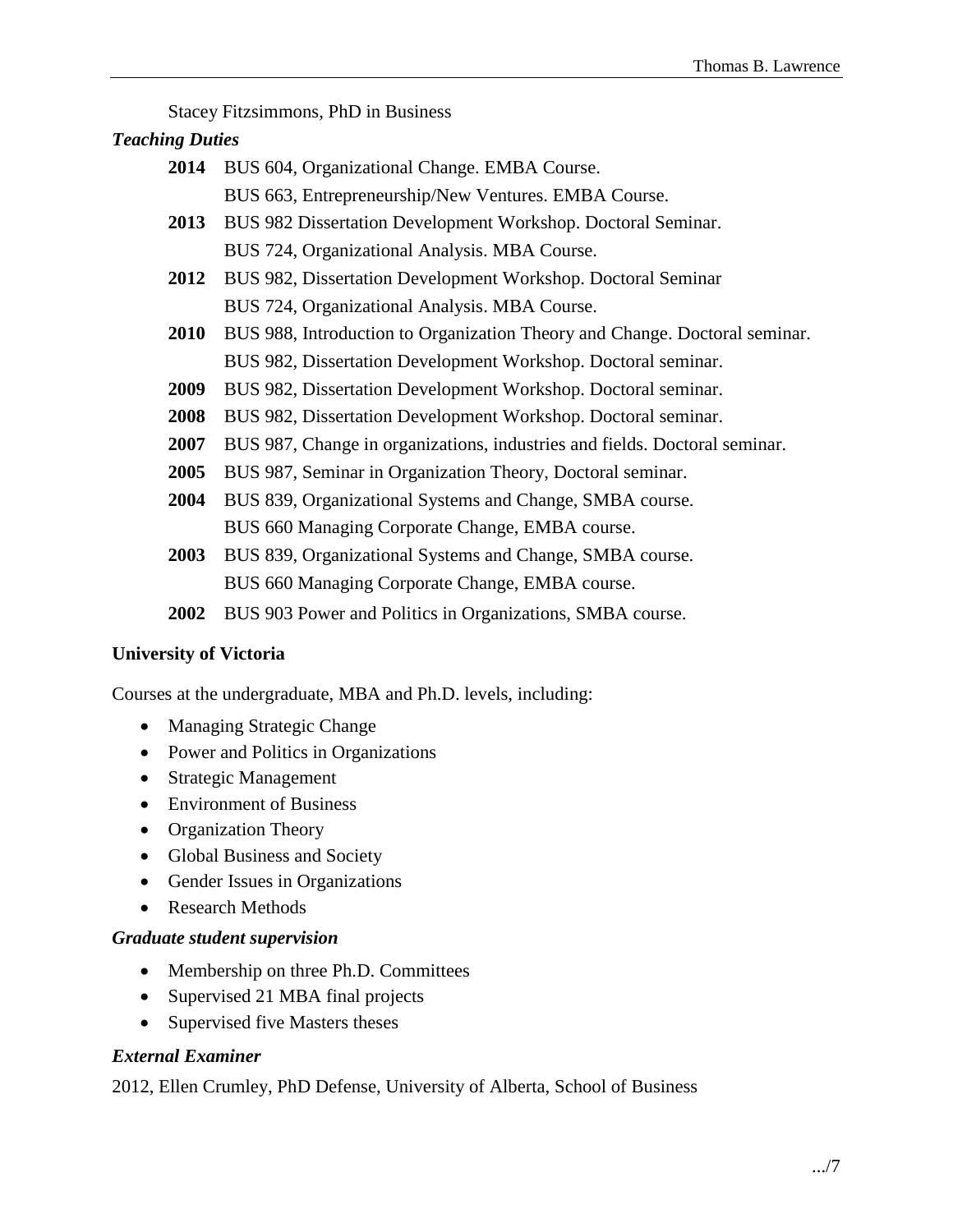Stacey Fitzsimmons, PhD in Business

*Teaching Duties*

**2014** BUS 604, Organizational Change. EMBA Course.
BUS 663, Entrepreneurship/New Ventures. EMBA Course.

**2013** BUS 982 Dissertation Development Workshop. Doctoral Seminar.
BUS 724, Organizational Analysis. MBA Course.

**2012** BUS 982, Dissertation Development Workshop. Doctoral Seminar
BUS 724, Organizational Analysis. MBA Course.

**2010** BUS 988, Introduction to Organization Theory and Change. Doctoral seminar.
BUS 982, Dissertation Development Workshop. Doctoral seminar.

**2009** BUS 982, Dissertation Development Workshop. Doctoral seminar.

**2008** BUS 982, Dissertation Development Workshop. Doctoral seminar.

**2007** BUS 987, Change in organizations, industries and fields. Doctoral seminar.

**2005** BUS 987, Seminar in Organization Theory, Doctoral seminar.

**2004** BUS 839, Organizational Systems and Change, SMBA course.
BUS 660 Managing Corporate Change, EMBA course.

**2003** BUS 839, Organizational Systems and Change, SMBA course.
BUS 660 Managing Corporate Change, EMBA course.

**2002** BUS 903 Power and Politics in Organizations, SMBA course.

**University of Victoria**

Courses at the undergraduate, MBA and Ph.D. levels, including:

- Managing Strategic Change
- Power and Politics in Organizations
- Strategic Management
- Environment of Business
- Organization Theory
- Global Business and Society
- Gender Issues in Organizations
- Research Methods

*Graduate student supervision*

- Membership on three Ph.D. Committees
- Supervised 21 MBA final projects
- Supervised five Masters theses

*External Examiner*

2012, Ellen Crumley, PhD Defense, University of Alberta, School of Business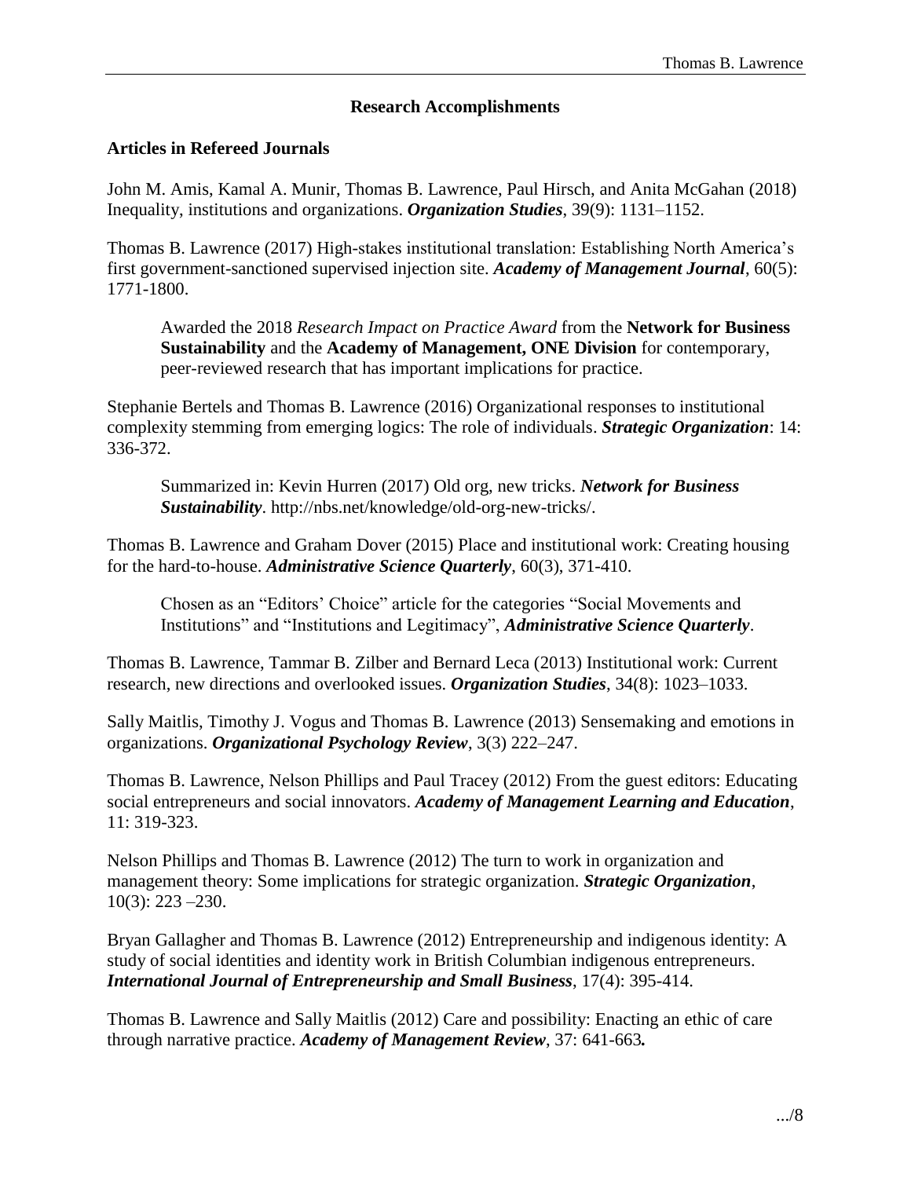## Research Accomplishments

### Articles in Refereed Journals

John M. Amis, Kamal A. Munir, Thomas B. Lawrence, Paul Hirsch, and Anita McGahan (2018) Inequality, institutions and organizations. ***Organization Studies***, 39(9): 1131–1152.

Thomas B. Lawrence (2017) High-stakes institutional translation: Establishing North America's first government-sanctioned supervised injection site. ***Academy of Management Journal***, 60(5): 1771-1800.

> Awarded the 2018 *Research Impact on Practice Award* from the **Network for Business Sustainability** and the **Academy of Management, ONE Division** for contemporary, peer-reviewed research that has important implications for practice.

Stephanie Bertels and Thomas B. Lawrence (2016) Organizational responses to institutional complexity stemming from emerging logics: The role of individuals. ***Strategic Organization***: 14: 336-372.

> Summarized in: Kevin Hurren (2017) Old org, new tricks. ***Network for Business Sustainability***. http://nbs.net/knowledge/old-org-new-tricks/.

Thomas B. Lawrence and Graham Dover (2015) Place and institutional work: Creating housing for the hard-to-house. ***Administrative Science Quarterly***, 60(3), 371-410.

> Chosen as an "Editors' Choice" article for the categories "Social Movements and Institutions" and "Institutions and Legitimacy", ***Administrative Science Quarterly***.

Thomas B. Lawrence, Tammar B. Zilber and Bernard Leca (2013) Institutional work: Current research, new directions and overlooked issues. ***Organization Studies***, 34(8): 1023–1033.

Sally Maitlis, Timothy J. Vogus and Thomas B. Lawrence (2013) Sensemaking and emotions in organizations. ***Organizational Psychology Review***, 3(3) 222–247.

Thomas B. Lawrence, Nelson Phillips and Paul Tracey (2012) From the guest editors: Educating social entrepreneurs and social innovators. ***Academy of Management Learning and Education***, 11: 319-323.

Nelson Phillips and Thomas B. Lawrence (2012) The turn to work in organization and management theory: Some implications for strategic organization. ***Strategic Organization***, 10(3): 223 –230.

Bryan Gallagher and Thomas B. Lawrence (2012) Entrepreneurship and indigenous identity: A study of social identities and identity work in British Columbian indigenous entrepreneurs. ***International Journal of Entrepreneurship and Small Business***, 17(4): 395-414.

Thomas B. Lawrence and Sally Maitlis (2012) Care and possibility: Enacting an ethic of care through narrative practice. ***Academy of Management Review***, 37: 641-663***.***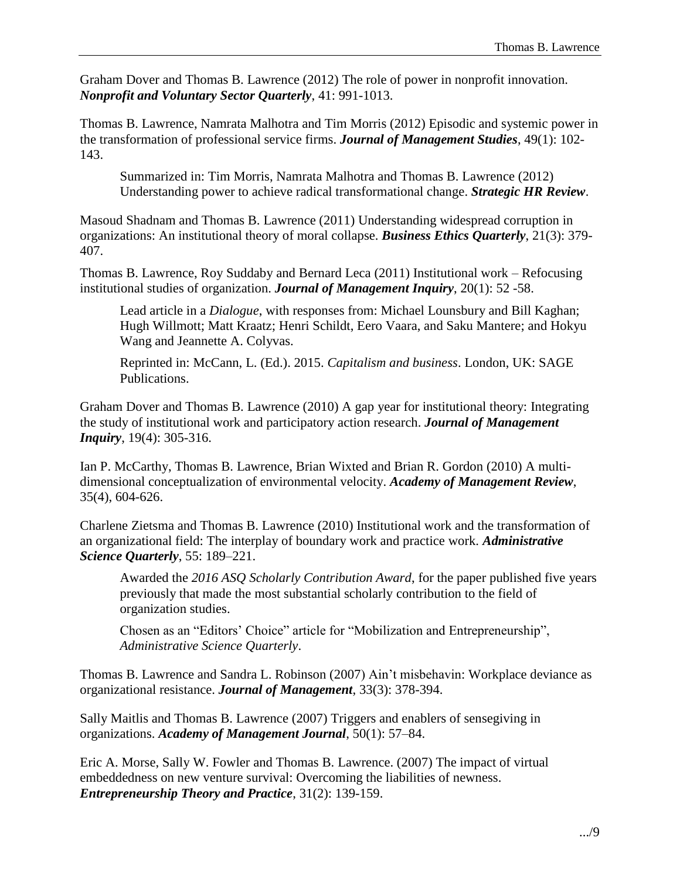Graham Dover and Thomas B. Lawrence (2012) The role of power in nonprofit innovation. ***Nonprofit and Voluntary Sector Quarterly***, 41: 991-1013.

Thomas B. Lawrence, Namrata Malhotra and Tim Morris (2012) Episodic and systemic power in the transformation of professional service firms. ***Journal of Management Studies***, 49(1): 102-143.

> Summarized in: Tim Morris, Namrata Malhotra and Thomas B. Lawrence (2012) Understanding power to achieve radical transformational change. ***Strategic HR Review***.

Masoud Shadnam and Thomas B. Lawrence (2011) Understanding widespread corruption in organizations: An institutional theory of moral collapse. ***Business Ethics Quarterly***, 21(3): 379-407.

Thomas B. Lawrence, Roy Suddaby and Bernard Leca (2011) Institutional work – Refocusing institutional studies of organization. ***Journal of Management Inquiry***, 20(1): 52 -58.

> Lead article in a *Dialogue*, with responses from: Michael Lounsbury and Bill Kaghan; Hugh Willmott; Matt Kraatz; Henri Schildt, Eero Vaara, and Saku Mantere; and Hokyu Wang and Jeannette A. Colyvas.
>
> Reprinted in: McCann, L. (Ed.). 2015. *Capitalism and business*. London, UK: SAGE Publications.

Graham Dover and Thomas B. Lawrence (2010) A gap year for institutional theory: Integrating the study of institutional work and participatory action research. ***Journal of Management Inquiry***, 19(4): 305-316.

Ian P. McCarthy, Thomas B. Lawrence, Brian Wixted and Brian R. Gordon (2010) A multi-dimensional conceptualization of environmental velocity. ***Academy of Management Review***, 35(4), 604-626.

Charlene Zietsma and Thomas B. Lawrence (2010) Institutional work and the transformation of an organizational field: The interplay of boundary work and practice work. ***Administrative Science Quarterly***, 55: 189–221.

> Awarded the *2016 ASQ Scholarly Contribution Award*, for the paper published five years previously that made the most substantial scholarly contribution to the field of organization studies.
>
> Chosen as an "Editors' Choice" article for "Mobilization and Entrepreneurship", *Administrative Science Quarterly*.

Thomas B. Lawrence and Sandra L. Robinson (2007) Ain't misbehavin: Workplace deviance as organizational resistance. ***Journal of Management***, 33(3): 378-394.

Sally Maitlis and Thomas B. Lawrence (2007) Triggers and enablers of sensegiving in organizations. ***Academy of Management Journal***, 50(1): 57–84.

Eric A. Morse, Sally W. Fowler and Thomas B. Lawrence. (2007) The impact of virtual embeddedness on new venture survival: Overcoming the liabilities of newness. ***Entrepreneurship Theory and Practice***, 31(2): 139-159.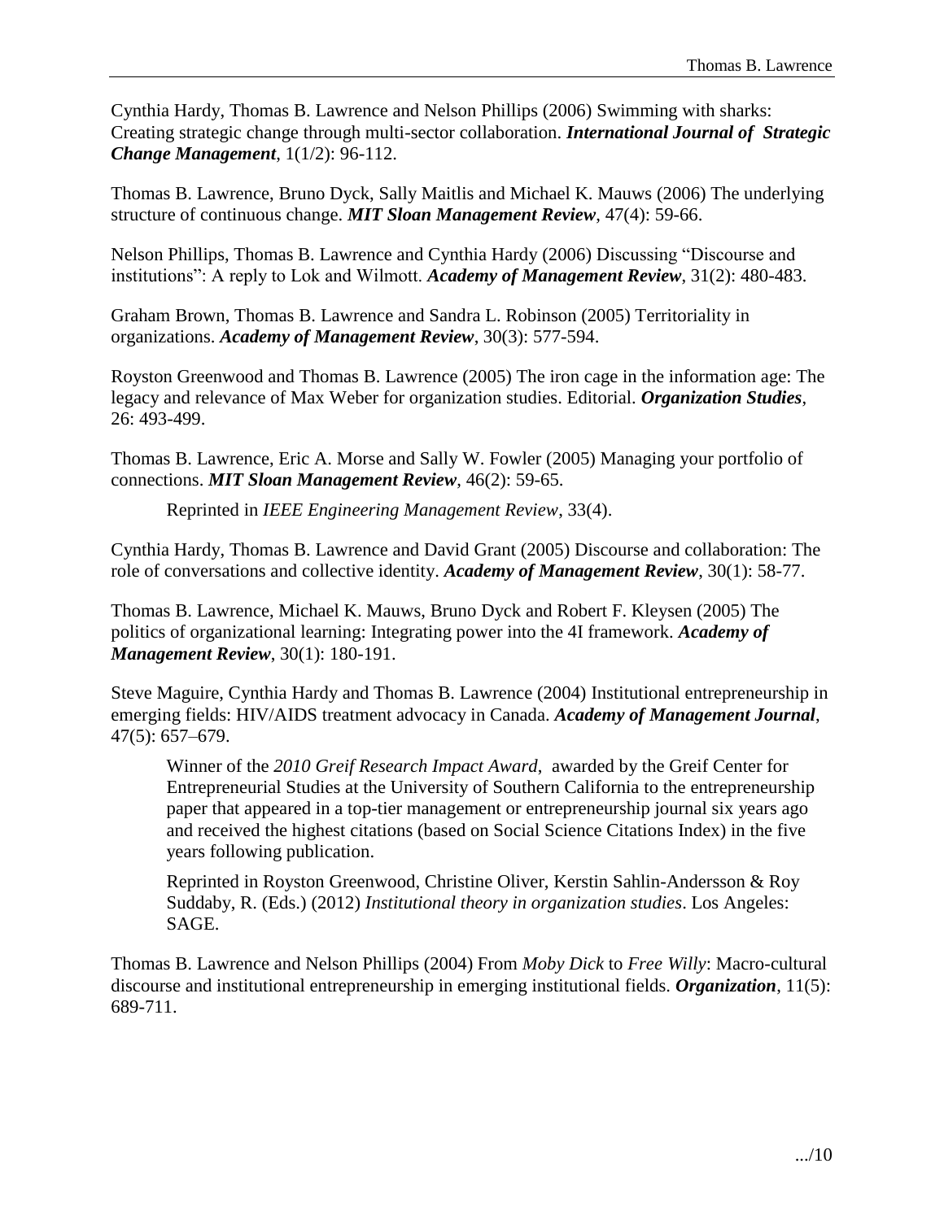Cynthia Hardy, Thomas B. Lawrence and Nelson Phillips (2006) Swimming with sharks: Creating strategic change through multi-sector collaboration. ***International Journal of Strategic Change Management***, 1(1/2): 96-112.

Thomas B. Lawrence, Bruno Dyck, Sally Maitlis and Michael K. Mauws (2006) The underlying structure of continuous change. ***MIT Sloan Management Review***, 47(4): 59-66.

Nelson Phillips, Thomas B. Lawrence and Cynthia Hardy (2006) Discussing "Discourse and institutions": A reply to Lok and Wilmott. ***Academy of Management Review***, 31(2): 480-483.

Graham Brown, Thomas B. Lawrence and Sandra L. Robinson (2005) Territoriality in organizations. ***Academy of Management Review***, 30(3): 577-594.

Royston Greenwood and Thomas B. Lawrence (2005) The iron cage in the information age: The legacy and relevance of Max Weber for organization studies. Editorial. ***Organization Studies***, 26: 493-499.

Thomas B. Lawrence, Eric A. Morse and Sally W. Fowler (2005) Managing your portfolio of connections. ***MIT Sloan Management Review***, 46(2): 59-65.

> Reprinted in *IEEE Engineering Management Review*, 33(4).

Cynthia Hardy, Thomas B. Lawrence and David Grant (2005) Discourse and collaboration: The role of conversations and collective identity. ***Academy of Management Review***, 30(1): 58-77.

Thomas B. Lawrence, Michael K. Mauws, Bruno Dyck and Robert F. Kleysen (2005) The politics of organizational learning: Integrating power into the 4I framework. ***Academy of Management Review***, 30(1): 180-191.

Steve Maguire, Cynthia Hardy and Thomas B. Lawrence (2004) Institutional entrepreneurship in emerging fields: HIV/AIDS treatment advocacy in Canada. ***Academy of Management Journal***, 47(5): 657–679.

> Winner of the *2010 Greif Research Impact Award*, awarded by the Greif Center for Entrepreneurial Studies at the University of Southern California to the entrepreneurship paper that appeared in a top-tier management or entrepreneurship journal six years ago and received the highest citations (based on Social Science Citations Index) in the five years following publication.
>
> Reprinted in Royston Greenwood, Christine Oliver, Kerstin Sahlin-Andersson & Roy Suddaby, R. (Eds.) (2012) *Institutional theory in organization studies*. Los Angeles: SAGE.

Thomas B. Lawrence and Nelson Phillips (2004) From *Moby Dick* to *Free Willy*: Macro-cultural discourse and institutional entrepreneurship in emerging institutional fields. ***Organization***, 11(5): 689-711.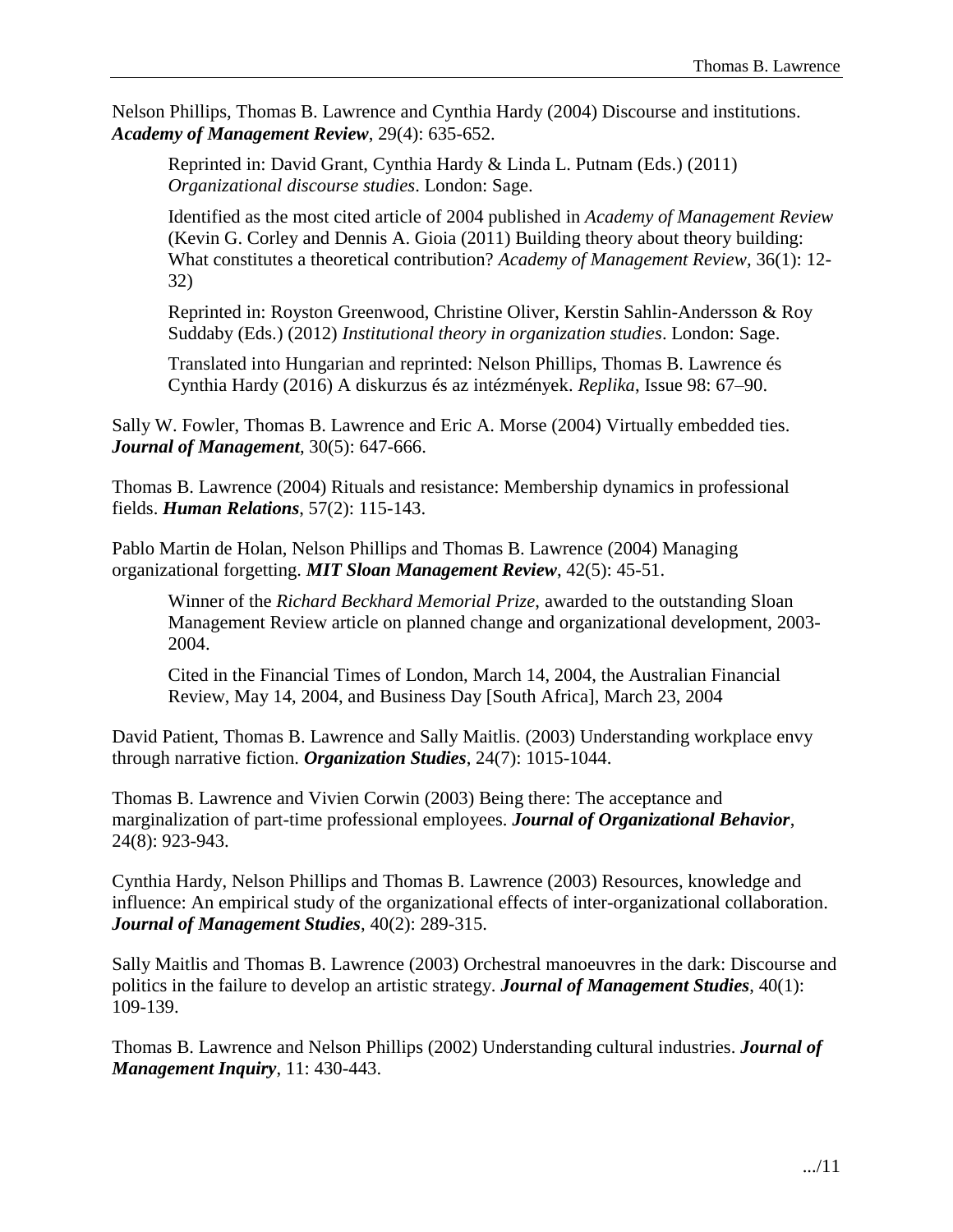Nelson Phillips, Thomas B. Lawrence and Cynthia Hardy (2004) Discourse and institutions. ***Academy of Management Review***, 29(4): 635-652.

> Reprinted in: David Grant, Cynthia Hardy & Linda L. Putnam (Eds.) (2011) *Organizational discourse studies*. London: Sage.
>
> Identified as the most cited article of 2004 published in *Academy of Management Review* (Kevin G. Corley and Dennis A. Gioia (2011) Building theory about theory building: What constitutes a theoretical contribution? *Academy of Management Review*, 36(1): 12-32)
>
> Reprinted in: Royston Greenwood, Christine Oliver, Kerstin Sahlin-Andersson & Roy Suddaby (Eds.) (2012) *Institutional theory in organization studies*. London: Sage.
>
> Translated into Hungarian and reprinted: Nelson Phillips, Thomas B. Lawrence és Cynthia Hardy (2016) A diskurzus és az intézmények. *Replika*, Issue 98: 67–90.

Sally W. Fowler, Thomas B. Lawrence and Eric A. Morse (2004) Virtually embedded ties. ***Journal of Management***, 30(5): 647-666.

Thomas B. Lawrence (2004) Rituals and resistance: Membership dynamics in professional fields. ***Human Relations***, 57(2): 115-143.

Pablo Martin de Holan, Nelson Phillips and Thomas B. Lawrence (2004) Managing organizational forgetting. ***MIT Sloan Management Review***, 42(5): 45-51.

> Winner of the *Richard Beckhard Memorial Prize,* awarded to the outstanding Sloan Management Review article on planned change and organizational development, 2003-2004.
>
> Cited in the Financial Times of London, March 14, 2004, the Australian Financial Review, May 14, 2004, and Business Day [South Africa], March 23, 2004

David Patient, Thomas B. Lawrence and Sally Maitlis. (2003) Understanding workplace envy through narrative fiction. ***Organization Studies***, 24(7): 1015-1044.

Thomas B. Lawrence and Vivien Corwin (2003) Being there: The acceptance and marginalization of part-time professional employees. ***Journal of Organizational Behavior***, 24(8): 923-943.

Cynthia Hardy, Nelson Phillips and Thomas B. Lawrence (2003) Resources, knowledge and influence: An empirical study of the organizational effects of inter-organizational collaboration. ***Journal of Management Studies***, 40(2): 289-315.

Sally Maitlis and Thomas B. Lawrence (2003) Orchestral manoeuvres in the dark: Discourse and politics in the failure to develop an artistic strategy. ***Journal of Management Studies***, 40(1): 109-139.

Thomas B. Lawrence and Nelson Phillips (2002) Understanding cultural industries. ***Journal of Management Inquiry***, 11: 430-443.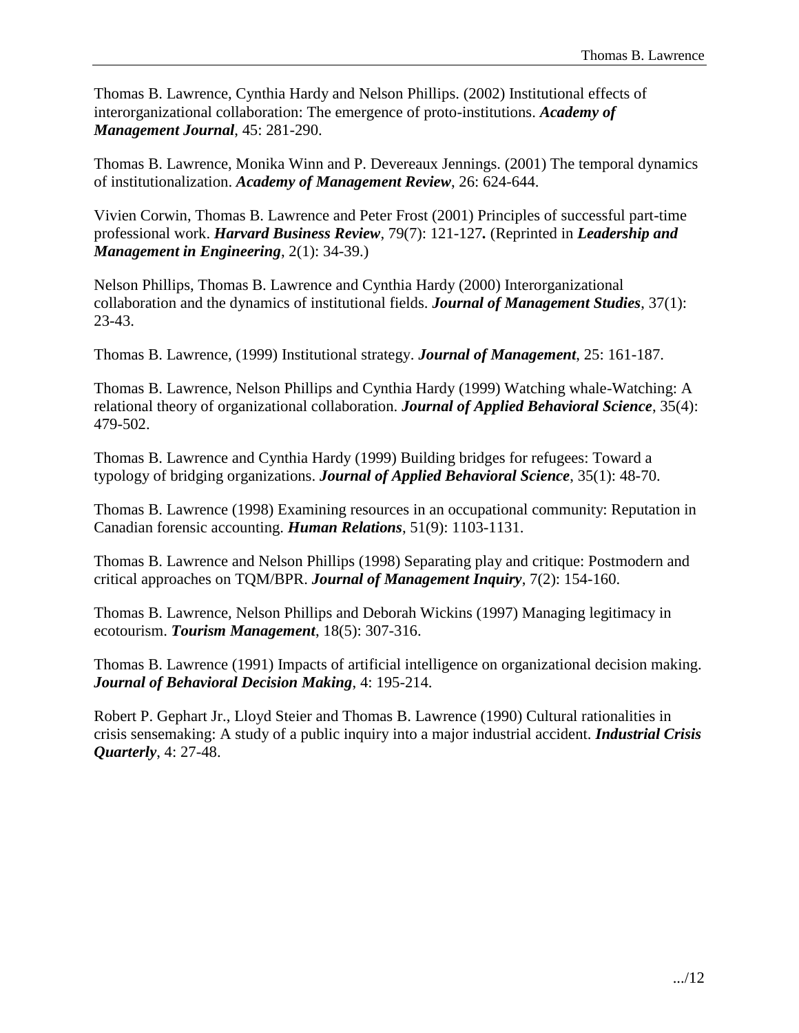Thomas B. Lawrence, Cynthia Hardy and Nelson Phillips. (2002) Institutional effects of interorganizational collaboration: The emergence of proto-institutions. ***Academy of Management Journal***, 45: 281-290.

Thomas B. Lawrence, Monika Winn and P. Devereaux Jennings. (2001) The temporal dynamics of institutionalization. ***Academy of Management Review***, 26: 624-644.

Vivien Corwin, Thomas B. Lawrence and Peter Frost (2001) Principles of successful part-time professional work. ***Harvard Business Review***, 79(7): 121-127**.** (Reprinted in ***Leadership and Management in Engineering***, 2(1): 34-39.)

Nelson Phillips, Thomas B. Lawrence and Cynthia Hardy (2000) Interorganizational collaboration and the dynamics of institutional fields. ***Journal of Management Studies***, 37(1): 23-43.

Thomas B. Lawrence, (1999) Institutional strategy. ***Journal of Management***, 25: 161-187.

Thomas B. Lawrence, Nelson Phillips and Cynthia Hardy (1999) Watching whale-Watching: A relational theory of organizational collaboration. ***Journal of Applied Behavioral Science***, 35(4): 479-502.

Thomas B. Lawrence and Cynthia Hardy (1999) Building bridges for refugees: Toward a typology of bridging organizations. ***Journal of Applied Behavioral Science***, 35(1): 48-70.

Thomas B. Lawrence (1998) Examining resources in an occupational community: Reputation in Canadian forensic accounting. ***Human Relations***, 51(9): 1103-1131.

Thomas B. Lawrence and Nelson Phillips (1998) Separating play and critique: Postmodern and critical approaches on TQM/BPR. ***Journal of Management Inquiry***, 7(2): 154-160.

Thomas B. Lawrence, Nelson Phillips and Deborah Wickins (1997) Managing legitimacy in ecotourism. ***Tourism Management***, 18(5): 307-316.

Thomas B. Lawrence (1991) Impacts of artificial intelligence on organizational decision making. ***Journal of Behavioral Decision Making***, 4: 195-214.

Robert P. Gephart Jr., Lloyd Steier and Thomas B. Lawrence (1990) Cultural rationalities in crisis sensemaking: A study of a public inquiry into a major industrial accident. ***Industrial Crisis Quarterly***, 4: 27-48.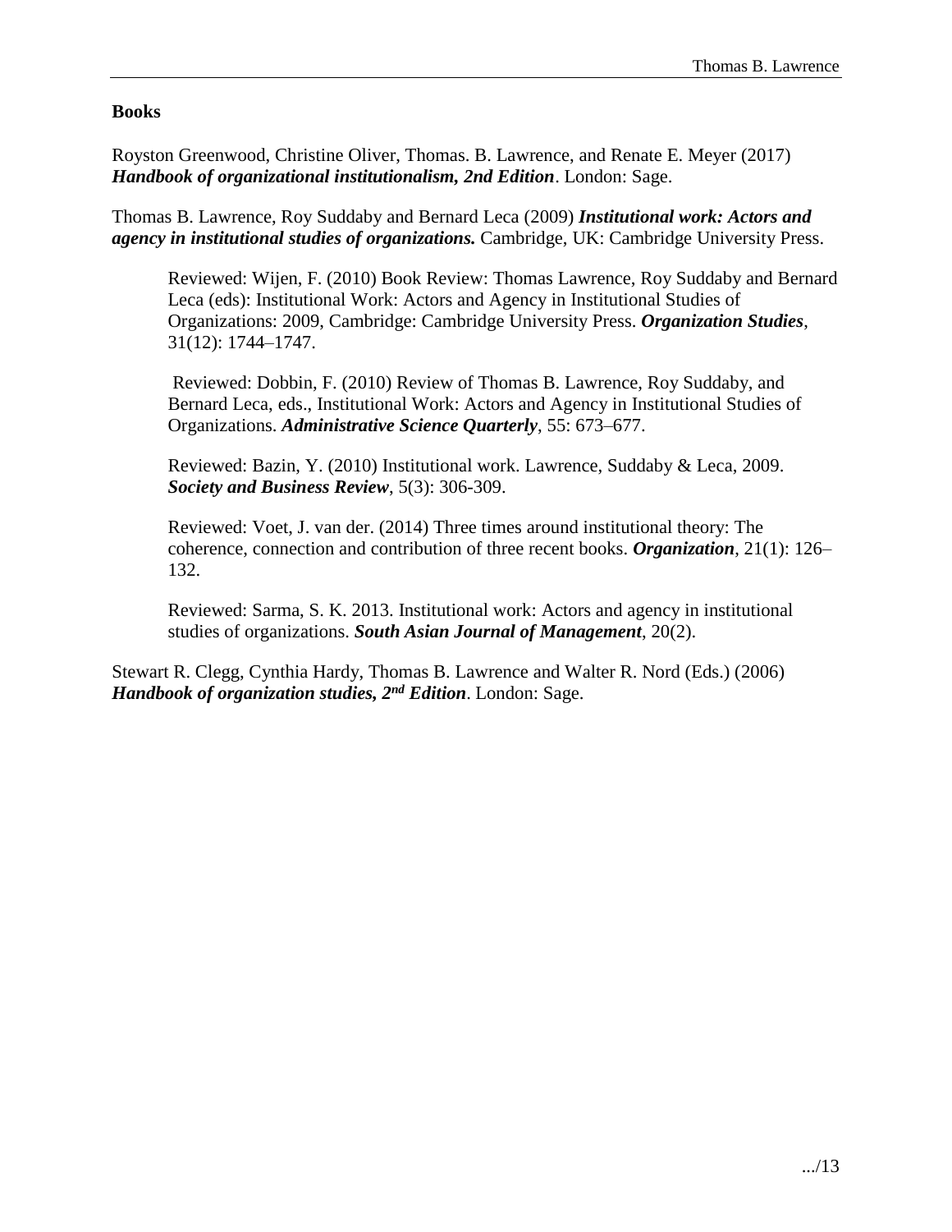**Books**

Royston Greenwood, Christine Oliver, Thomas. B. Lawrence, and Renate E. Meyer (2017) ***Handbook of organizational institutionalism, 2nd Edition***. London: Sage.

Thomas B. Lawrence, Roy Suddaby and Bernard Leca (2009) ***Institutional work: Actors and agency in institutional studies of organizations.*** Cambridge, UK: Cambridge University Press.

> Reviewed: Wijen, F. (2010) Book Review: Thomas Lawrence, Roy Suddaby and Bernard Leca (eds): Institutional Work: Actors and Agency in Institutional Studies of Organizations: 2009, Cambridge: Cambridge University Press. ***Organization Studies***, 31(12): 1744–1747.
>
> Reviewed: Dobbin, F. (2010) Review of Thomas B. Lawrence, Roy Suddaby, and Bernard Leca, eds., Institutional Work: Actors and Agency in Institutional Studies of Organizations. ***Administrative Science Quarterly***, 55: 673–677.
>
> Reviewed: Bazin, Y. (2010) Institutional work. Lawrence, Suddaby & Leca, 2009. ***Society and Business Review***, 5(3): 306-309.
>
> Reviewed: Voet, J. van der. (2014) Three times around institutional theory: The coherence, connection and contribution of three recent books. ***Organization***, 21(1): 126–132.
>
> Reviewed: Sarma, S. K. 2013. Institutional work: Actors and agency in institutional studies of organizations. ***South Asian Journal of Management***, 20(2).

Stewart R. Clegg, Cynthia Hardy, Thomas B. Lawrence and Walter R. Nord (Eds.) (2006) ***Handbook of organization studies, 2nd Edition***. London: Sage.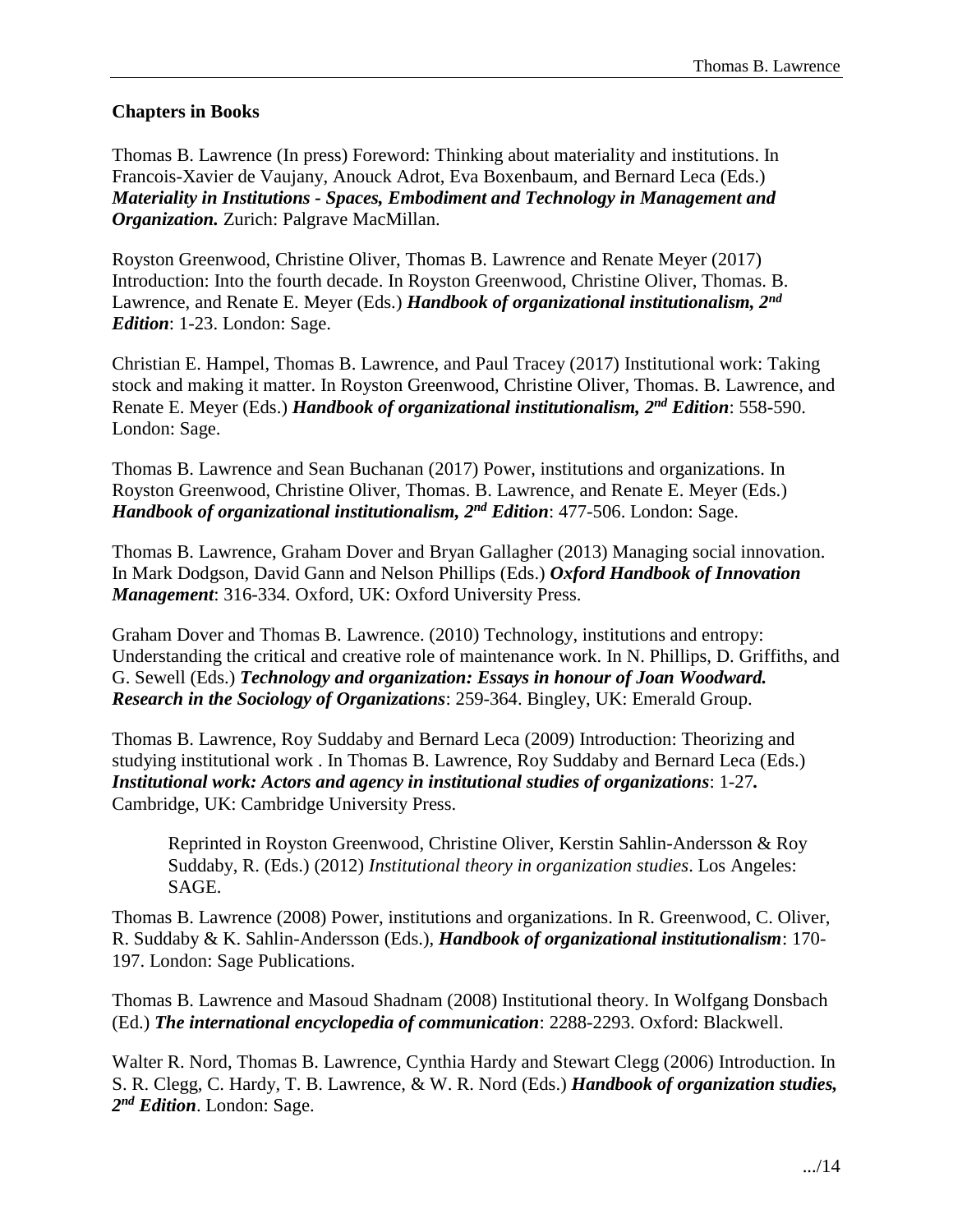**Chapters in Books**

Thomas B. Lawrence (In press) Foreword: Thinking about materiality and institutions. In Francois-Xavier de Vaujany, Anouck Adrot, Eva Boxenbaum, and Bernard Leca (Eds.) ***Materiality in Institutions - Spaces, Embodiment and Technology in Management and Organization.*** Zurich: Palgrave MacMillan.

Royston Greenwood, Christine Oliver, Thomas B. Lawrence and Renate Meyer (2017) Introduction: Into the fourth decade. In Royston Greenwood, Christine Oliver, Thomas. B. Lawrence, and Renate E. Meyer (Eds.) ***Handbook of organizational institutionalism, 2nd Edition***: 1-23. London: Sage.

Christian E. Hampel, Thomas B. Lawrence, and Paul Tracey (2017) Institutional work: Taking stock and making it matter. In Royston Greenwood, Christine Oliver, Thomas. B. Lawrence, and Renate E. Meyer (Eds.) ***Handbook of organizational institutionalism, 2nd Edition***: 558-590. London: Sage.

Thomas B. Lawrence and Sean Buchanan (2017) Power, institutions and organizations. In Royston Greenwood, Christine Oliver, Thomas. B. Lawrence, and Renate E. Meyer (Eds.) ***Handbook of organizational institutionalism, 2nd Edition***: 477-506. London: Sage.

Thomas B. Lawrence, Graham Dover and Bryan Gallagher (2013) Managing social innovation. In Mark Dodgson, David Gann and Nelson Phillips (Eds.) ***Oxford Handbook of Innovation Management***: 316-334. Oxford, UK: Oxford University Press.

Graham Dover and Thomas B. Lawrence. (2010) Technology, institutions and entropy: Understanding the critical and creative role of maintenance work. In N. Phillips, D. Griffiths, and G. Sewell (Eds.) ***Technology and organization: Essays in honour of Joan Woodward. Research in the Sociology of Organizations***: 259-364. Bingley, UK: Emerald Group.

Thomas B. Lawrence, Roy Suddaby and Bernard Leca (2009) Introduction: Theorizing and studying institutional work . In Thomas B. Lawrence, Roy Suddaby and Bernard Leca (Eds.) ***Institutional work: Actors and agency in institutional studies of organizations***: 1-27**.** Cambridge, UK: Cambridge University Press.

> Reprinted in Royston Greenwood, Christine Oliver, Kerstin Sahlin-Andersson & Roy Suddaby, R. (Eds.) (2012) *Institutional theory in organization studies*. Los Angeles: SAGE.

Thomas B. Lawrence (2008) Power, institutions and organizations. In R. Greenwood, C. Oliver, R. Suddaby & K. Sahlin-Andersson (Eds.), ***Handbook of organizational institutionalism***: 170-197. London: Sage Publications.

Thomas B. Lawrence and Masoud Shadnam (2008) Institutional theory. In Wolfgang Donsbach (Ed.) ***The international encyclopedia of communication***: 2288-2293. Oxford: Blackwell.

Walter R. Nord, Thomas B. Lawrence, Cynthia Hardy and Stewart Clegg (2006) Introduction. In S. R. Clegg, C. Hardy, T. B. Lawrence, & W. R. Nord (Eds.) ***Handbook of organization studies, 2nd Edition***. London: Sage.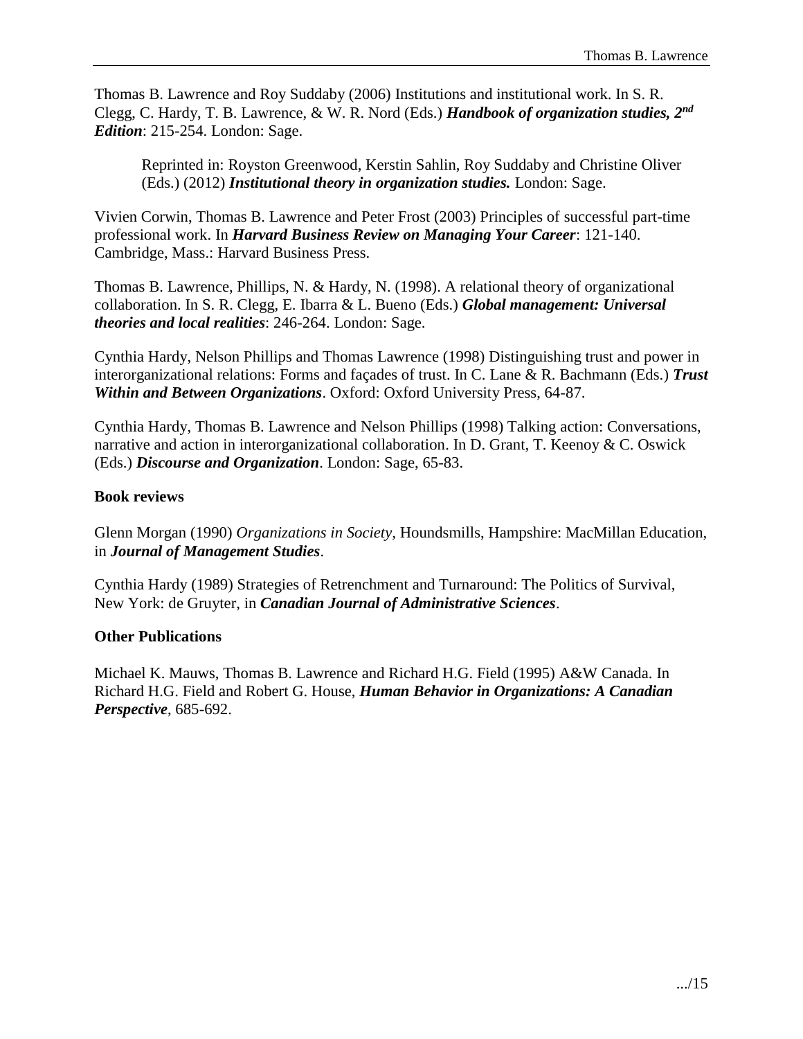Thomas B. Lawrence and Roy Suddaby (2006) Institutions and institutional work. In S. R. Clegg, C. Hardy, T. B. Lawrence, & W. R. Nord (Eds.) ***Handbook of organization studies, 2nd Edition***: 215-254. London: Sage.

> Reprinted in: Royston Greenwood, Kerstin Sahlin, Roy Suddaby and Christine Oliver (Eds.) (2012) ***Institutional theory in organization studies.*** London: Sage.

Vivien Corwin, Thomas B. Lawrence and Peter Frost (2003) Principles of successful part-time professional work. In ***Harvard Business Review on Managing Your Career***: 121-140. Cambridge, Mass.: Harvard Business Press.

Thomas B. Lawrence, Phillips, N. & Hardy, N. (1998). A relational theory of organizational collaboration. In S. R. Clegg, E. Ibarra & L. Bueno (Eds.) ***Global management: Universal theories and local realities***: 246-264. London: Sage.

Cynthia Hardy, Nelson Phillips and Thomas Lawrence (1998) Distinguishing trust and power in interorganizational relations: Forms and façades of trust. In C. Lane & R. Bachmann (Eds.) ***Trust Within and Between Organizations***. Oxford: Oxford University Press, 64-87.

Cynthia Hardy, Thomas B. Lawrence and Nelson Phillips (1998) Talking action: Conversations, narrative and action in interorganizational collaboration. In D. Grant, T. Keenoy & C. Oswick (Eds.) ***Discourse and Organization***. London: Sage, 65-83.

**Book reviews**

Glenn Morgan (1990) *Organizations in Society*, Houndsmills, Hampshire: MacMillan Education, in ***Journal of Management Studies***.

Cynthia Hardy (1989) Strategies of Retrenchment and Turnaround: The Politics of Survival, New York: de Gruyter, in ***Canadian Journal of Administrative Sciences***.

**Other Publications**

Michael K. Mauws, Thomas B. Lawrence and Richard H.G. Field (1995) A&W Canada. In Richard H.G. Field and Robert G. House, ***Human Behavior in Organizations: A Canadian Perspective***, 685-692.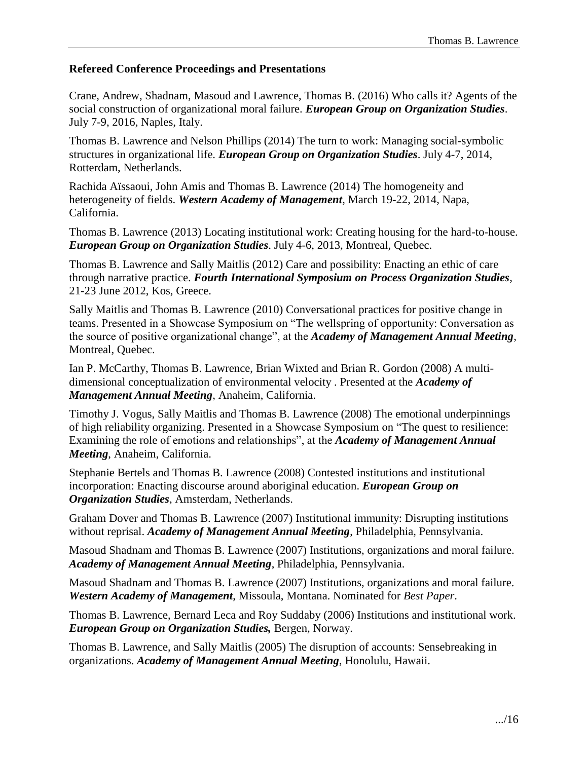### Refereed Conference Proceedings and Presentations

Crane, Andrew, Shadnam, Masoud and Lawrence, Thomas B. (2016) Who calls it? Agents of the social construction of organizational moral failure. ***European Group on Organization Studies***. July 7-9, 2016, Naples, Italy.

Thomas B. Lawrence and Nelson Phillips (2014) The turn to work: Managing social-symbolic structures in organizational life. ***European Group on Organization Studies***. July 4-7, 2014, Rotterdam, Netherlands.

Rachida Aïssaoui, John Amis and Thomas B. Lawrence (2014) The homogeneity and heterogeneity of fields. ***Western Academy of Management***, March 19-22, 2014, Napa, California.

Thomas B. Lawrence (2013) Locating institutional work: Creating housing for the hard-to-house. ***European Group on Organization Studies***. July 4-6, 2013, Montreal, Quebec.

Thomas B. Lawrence and Sally Maitlis (2012) Care and possibility: Enacting an ethic of care through narrative practice. ***Fourth International Symposium on Process Organization Studies***, 21-23 June 2012, Kos, Greece.

Sally Maitlis and Thomas B. Lawrence (2010) Conversational practices for positive change in teams. Presented in a Showcase Symposium on "The wellspring of opportunity: Conversation as the source of positive organizational change", at the ***Academy of Management Annual Meeting***, Montreal, Quebec.

Ian P. McCarthy, Thomas B. Lawrence, Brian Wixted and Brian R. Gordon (2008) A multi-dimensional conceptualization of environmental velocity . Presented at the ***Academy of Management Annual Meeting***, Anaheim, California.

Timothy J. Vogus, Sally Maitlis and Thomas B. Lawrence (2008) The emotional underpinnings of high reliability organizing. Presented in a Showcase Symposium on "The quest to resilience: Examining the role of emotions and relationships", at the ***Academy of Management Annual Meeting***, Anaheim, California.

Stephanie Bertels and Thomas B. Lawrence (2008) Contested institutions and institutional incorporation: Enacting discourse around aboriginal education. ***European Group on Organization Studies***, Amsterdam, Netherlands.

Graham Dover and Thomas B. Lawrence (2007) Institutional immunity: Disrupting institutions without reprisal. ***Academy of Management Annual Meeting***, Philadelphia, Pennsylvania.

Masoud Shadnam and Thomas B. Lawrence (2007) Institutions, organizations and moral failure. ***Academy of Management Annual Meeting***, Philadelphia, Pennsylvania.

Masoud Shadnam and Thomas B. Lawrence (2007) Institutions, organizations and moral failure. ***Western Academy of Management***, Missoula, Montana. Nominated for *Best Paper*.

Thomas B. Lawrence, Bernard Leca and Roy Suddaby (2006) Institutions and institutional work. ***European Group on Organization Studies,*** Bergen, Norway.

Thomas B. Lawrence, and Sally Maitlis (2005) The disruption of accounts: Sensebreaking in organizations. ***Academy of Management Annual Meeting***, Honolulu, Hawaii.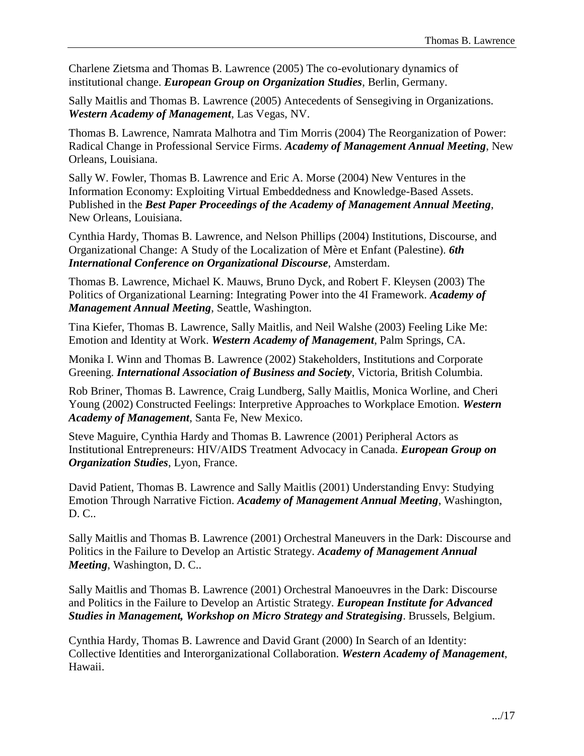Charlene Zietsma and Thomas B. Lawrence (2005) The co-evolutionary dynamics of institutional change. ***European Group on Organization Studies***, Berlin, Germany.

Sally Maitlis and Thomas B. Lawrence (2005) Antecedents of Sensegiving in Organizations. ***Western Academy of Management***, Las Vegas, NV.

Thomas B. Lawrence, Namrata Malhotra and Tim Morris (2004) The Reorganization of Power: Radical Change in Professional Service Firms. ***Academy of Management Annual Meeting***, New Orleans, Louisiana.

Sally W. Fowler, Thomas B. Lawrence and Eric A. Morse (2004) New Ventures in the Information Economy: Exploiting Virtual Embeddedness and Knowledge-Based Assets. Published in the ***Best Paper Proceedings of the Academy of Management Annual Meeting***, New Orleans, Louisiana.

Cynthia Hardy, Thomas B. Lawrence, and Nelson Phillips (2004) Institutions, Discourse, and Organizational Change: A Study of the Localization of Mère et Enfant (Palestine). ***6th International Conference on Organizational Discourse***, Amsterdam.

Thomas B. Lawrence, Michael K. Mauws, Bruno Dyck, and Robert F. Kleysen (2003) The Politics of Organizational Learning: Integrating Power into the 4I Framework. ***Academy of Management Annual Meeting***, Seattle, Washington.

Tina Kiefer, Thomas B. Lawrence, Sally Maitlis, and Neil Walshe (2003) Feeling Like Me: Emotion and Identity at Work. ***Western Academy of Management***, Palm Springs, CA.

Monika I. Winn and Thomas B. Lawrence (2002) Stakeholders, Institutions and Corporate Greening. ***International Association of Business and Society***, Victoria, British Columbia.

Rob Briner, Thomas B. Lawrence, Craig Lundberg, Sally Maitlis, Monica Worline, and Cheri Young (2002) Constructed Feelings: Interpretive Approaches to Workplace Emotion. ***Western Academy of Management***, Santa Fe, New Mexico.

Steve Maguire, Cynthia Hardy and Thomas B. Lawrence (2001) Peripheral Actors as Institutional Entrepreneurs: HIV/AIDS Treatment Advocacy in Canada. ***European Group on Organization Studies***, Lyon, France.

David Patient, Thomas B. Lawrence and Sally Maitlis (2001) Understanding Envy: Studying Emotion Through Narrative Fiction. ***Academy of Management Annual Meeting***, Washington, D. C..

Sally Maitlis and Thomas B. Lawrence (2001) Orchestral Maneuvers in the Dark: Discourse and Politics in the Failure to Develop an Artistic Strategy. ***Academy of Management Annual Meeting***, Washington, D. C..

Sally Maitlis and Thomas B. Lawrence (2001) Orchestral Manoeuvres in the Dark: Discourse and Politics in the Failure to Develop an Artistic Strategy. ***European Institute for Advanced Studies in Management, Workshop on Micro Strategy and Strategising***. Brussels, Belgium.

Cynthia Hardy, Thomas B. Lawrence and David Grant (2000) In Search of an Identity: Collective Identities and Interorganizational Collaboration. ***Western Academy of Management***, Hawaii.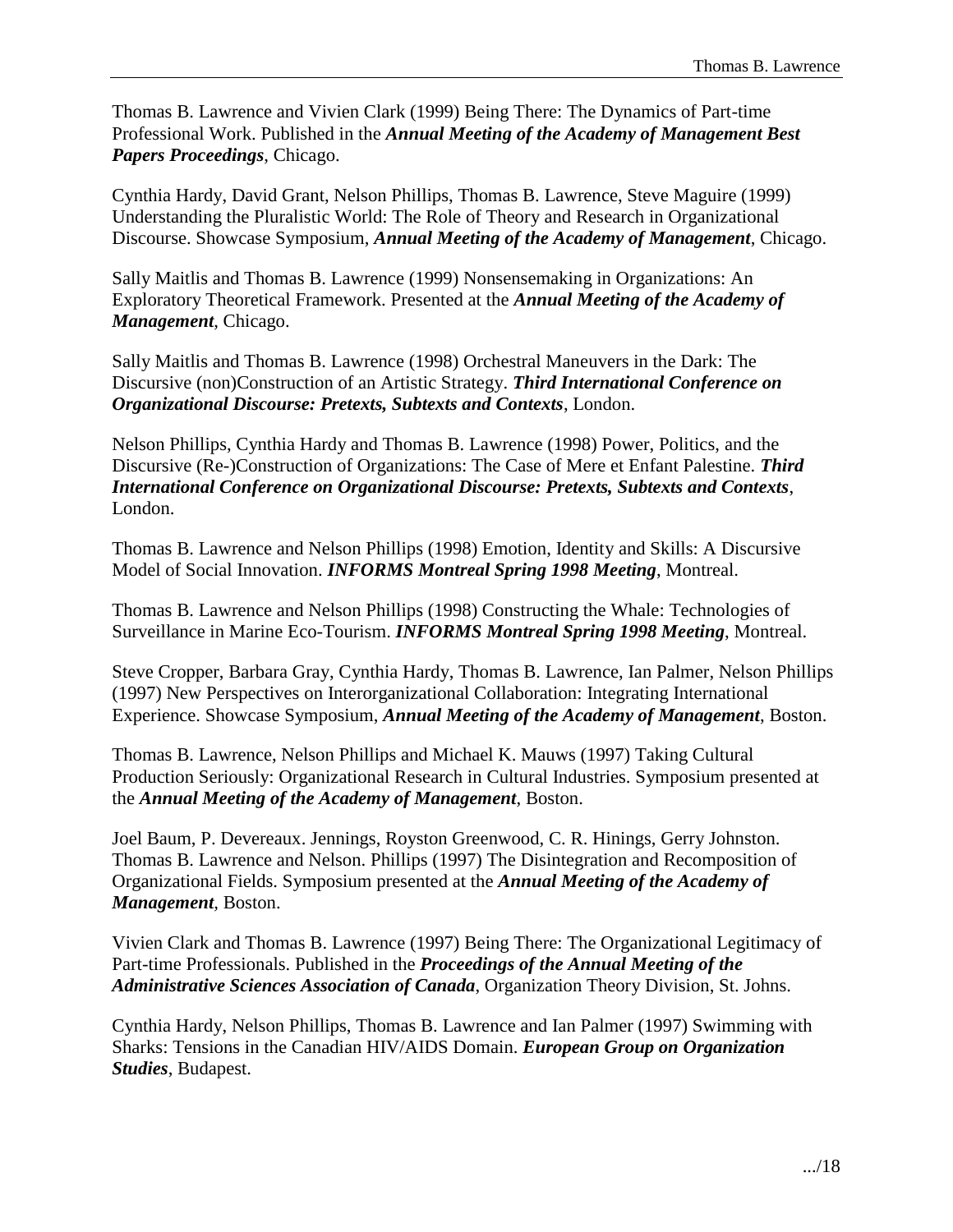Thomas B. Lawrence and Vivien Clark (1999) Being There: The Dynamics of Part-time Professional Work. Published in the ***Annual Meeting of the Academy of Management Best Papers Proceedings***, Chicago.

Cynthia Hardy, David Grant, Nelson Phillips, Thomas B. Lawrence, Steve Maguire (1999) Understanding the Pluralistic World: The Role of Theory and Research in Organizational Discourse. Showcase Symposium, ***Annual Meeting of the Academy of Management***, Chicago.

Sally Maitlis and Thomas B. Lawrence (1999) Nonsensemaking in Organizations: An Exploratory Theoretical Framework. Presented at the ***Annual Meeting of the Academy of Management***, Chicago.

Sally Maitlis and Thomas B. Lawrence (1998) Orchestral Maneuvers in the Dark: The Discursive (non)Construction of an Artistic Strategy. ***Third International Conference on Organizational Discourse: Pretexts, Subtexts and Contexts***, London.

Nelson Phillips, Cynthia Hardy and Thomas B. Lawrence (1998) Power, Politics, and the Discursive (Re-)Construction of Organizations: The Case of Mere et Enfant Palestine. ***Third International Conference on Organizational Discourse: Pretexts, Subtexts and Contexts***, London.

Thomas B. Lawrence and Nelson Phillips (1998) Emotion, Identity and Skills: A Discursive Model of Social Innovation. ***INFORMS Montreal Spring 1998 Meeting***, Montreal.

Thomas B. Lawrence and Nelson Phillips (1998) Constructing the Whale: Technologies of Surveillance in Marine Eco-Tourism. ***INFORMS Montreal Spring 1998 Meeting***, Montreal.

Steve Cropper, Barbara Gray, Cynthia Hardy, Thomas B. Lawrence, Ian Palmer, Nelson Phillips (1997) New Perspectives on Interorganizational Collaboration: Integrating International Experience. Showcase Symposium, ***Annual Meeting of the Academy of Management***, Boston.

Thomas B. Lawrence, Nelson Phillips and Michael K. Mauws (1997) Taking Cultural Production Seriously: Organizational Research in Cultural Industries. Symposium presented at the ***Annual Meeting of the Academy of Management***, Boston.

Joel Baum, P. Devereaux. Jennings, Royston Greenwood, C. R. Hinings, Gerry Johnston. Thomas B. Lawrence and Nelson. Phillips (1997) The Disintegration and Recomposition of Organizational Fields. Symposium presented at the ***Annual Meeting of the Academy of Management***, Boston.

Vivien Clark and Thomas B. Lawrence (1997) Being There: The Organizational Legitimacy of Part-time Professionals. Published in the ***Proceedings of the Annual Meeting of the Administrative Sciences Association of Canada***, Organization Theory Division, St. Johns.

Cynthia Hardy, Nelson Phillips, Thomas B. Lawrence and Ian Palmer (1997) Swimming with Sharks: Tensions in the Canadian HIV/AIDS Domain. ***European Group on Organization Studies***, Budapest.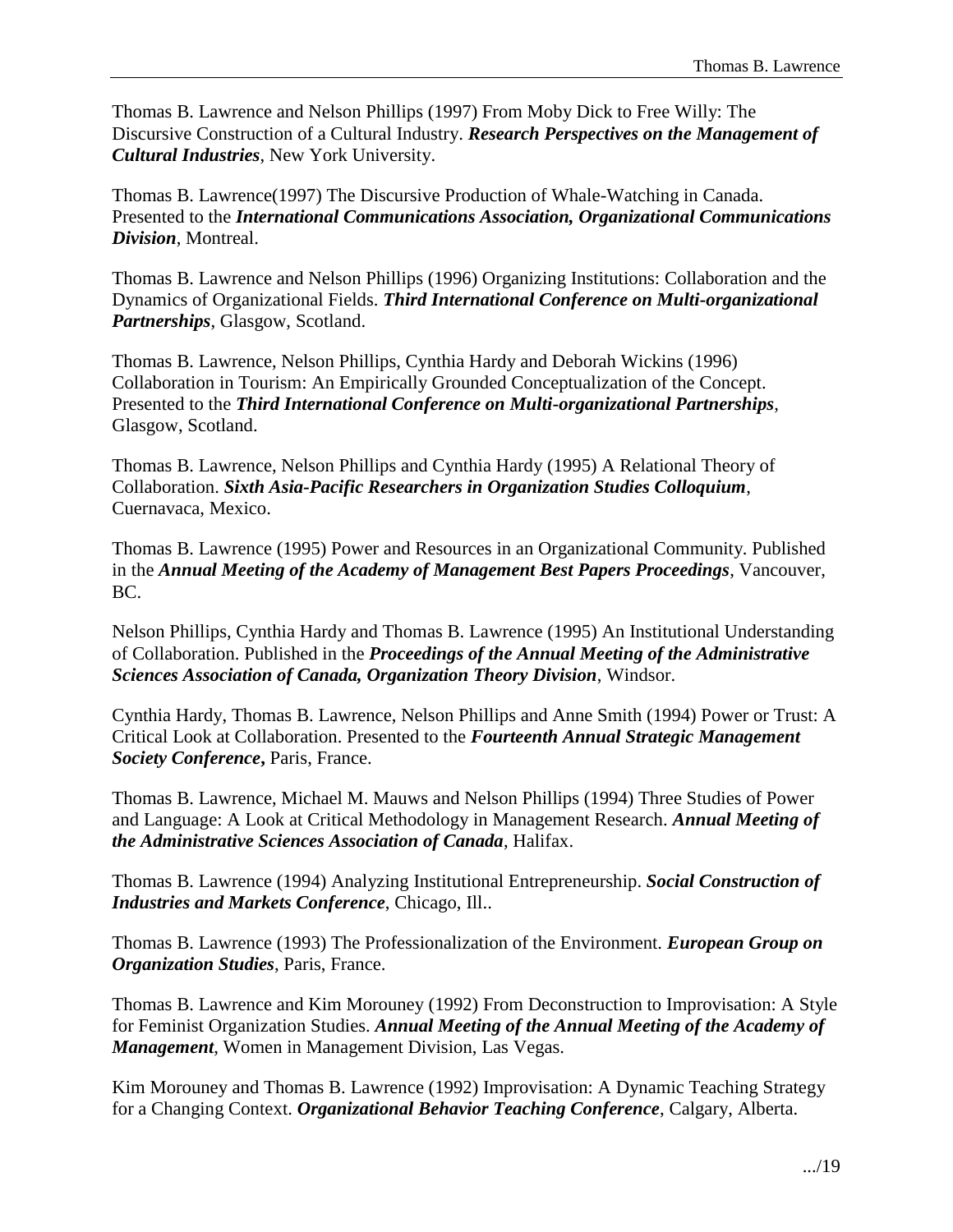Thomas B. Lawrence and Nelson Phillips (1997) From Moby Dick to Free Willy: The Discursive Construction of a Cultural Industry. ***Research Perspectives on the Management of Cultural Industries***, New York University.

Thomas B. Lawrence(1997) The Discursive Production of Whale-Watching in Canada. Presented to the ***International Communications Association, Organizational Communications Division***, Montreal.

Thomas B. Lawrence and Nelson Phillips (1996) Organizing Institutions: Collaboration and the Dynamics of Organizational Fields. ***Third International Conference on Multi-organizational Partnerships***, Glasgow, Scotland.

Thomas B. Lawrence, Nelson Phillips, Cynthia Hardy and Deborah Wickins (1996) Collaboration in Tourism: An Empirically Grounded Conceptualization of the Concept. Presented to the ***Third International Conference on Multi-organizational Partnerships***, Glasgow, Scotland.

Thomas B. Lawrence, Nelson Phillips and Cynthia Hardy (1995) A Relational Theory of Collaboration. ***Sixth Asia-Pacific Researchers in Organization Studies Colloquium***, Cuernavaca, Mexico.

Thomas B. Lawrence (1995) Power and Resources in an Organizational Community. Published in the ***Annual Meeting of the Academy of Management Best Papers Proceedings***, Vancouver, BC.

Nelson Phillips, Cynthia Hardy and Thomas B. Lawrence (1995) An Institutional Understanding of Collaboration. Published in the ***Proceedings of the Annual Meeting of the Administrative Sciences Association of Canada, Organization Theory Division***, Windsor.

Cynthia Hardy, Thomas B. Lawrence, Nelson Phillips and Anne Smith (1994) Power or Trust: A Critical Look at Collaboration. Presented to the ***Fourteenth Annual Strategic Management Society Conference,*** Paris, France.

Thomas B. Lawrence, Michael M. Mauws and Nelson Phillips (1994) Three Studies of Power and Language: A Look at Critical Methodology in Management Research. ***Annual Meeting of the Administrative Sciences Association of Canada***, Halifax.

Thomas B. Lawrence (1994) Analyzing Institutional Entrepreneurship. ***Social Construction of Industries and Markets Conference***, Chicago, Ill..

Thomas B. Lawrence (1993) The Professionalization of the Environment. ***European Group on Organization Studies***, Paris, France.

Thomas B. Lawrence and Kim Morouney (1992) From Deconstruction to Improvisation: A Style for Feminist Organization Studies. ***Annual Meeting of the Annual Meeting of the Academy of Management***, Women in Management Division, Las Vegas.

Kim Morouney and Thomas B. Lawrence (1992) Improvisation: A Dynamic Teaching Strategy for a Changing Context. ***Organizational Behavior Teaching Conference***, Calgary, Alberta.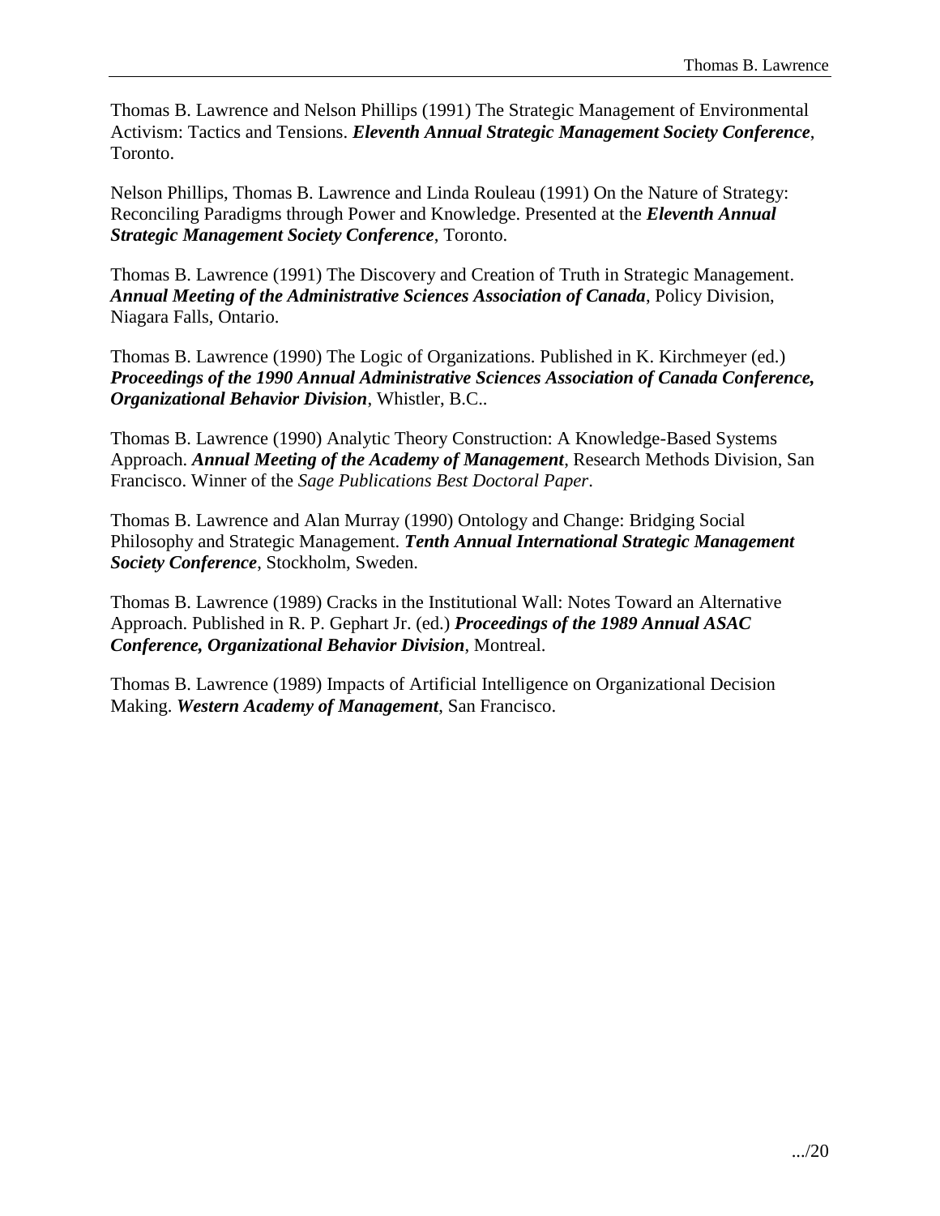Thomas B. Lawrence and Nelson Phillips (1991) The Strategic Management of Environmental Activism: Tactics and Tensions. ***Eleventh Annual Strategic Management Society Conference***, Toronto.

Nelson Phillips, Thomas B. Lawrence and Linda Rouleau (1991) On the Nature of Strategy: Reconciling Paradigms through Power and Knowledge. Presented at the ***Eleventh Annual Strategic Management Society Conference***, Toronto.

Thomas B. Lawrence (1991) The Discovery and Creation of Truth in Strategic Management. ***Annual Meeting of the Administrative Sciences Association of Canada***, Policy Division, Niagara Falls, Ontario.

Thomas B. Lawrence (1990) The Logic of Organizations. Published in K. Kirchmeyer (ed.) ***Proceedings of the 1990 Annual Administrative Sciences Association of Canada Conference, Organizational Behavior Division***, Whistler, B.C..

Thomas B. Lawrence (1990) Analytic Theory Construction: A Knowledge-Based Systems Approach. ***Annual Meeting of the Academy of Management***, Research Methods Division, San Francisco. Winner of the *Sage Publications Best Doctoral Paper*.

Thomas B. Lawrence and Alan Murray (1990) Ontology and Change: Bridging Social Philosophy and Strategic Management. ***Tenth Annual International Strategic Management Society Conference***, Stockholm, Sweden.

Thomas B. Lawrence (1989) Cracks in the Institutional Wall: Notes Toward an Alternative Approach. Published in R. P. Gephart Jr. (ed.) ***Proceedings of the 1989 Annual ASAC Conference, Organizational Behavior Division***, Montreal.

Thomas B. Lawrence (1989) Impacts of Artificial Intelligence on Organizational Decision Making. ***Western Academy of Management***, San Francisco.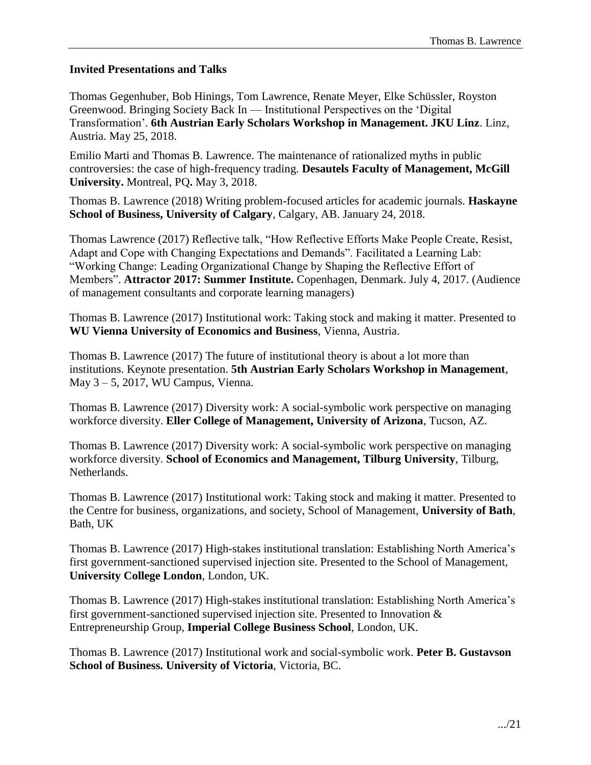### Invited Presentations and Talks

Thomas Gegenhuber, Bob Hinings, Tom Lawrence, Renate Meyer, Elke Schüssler, Royston Greenwood. Bringing Society Back In — Institutional Perspectives on the 'Digital Transformation'. **6th Austrian Early Scholars Workshop in Management. JKU Linz**. Linz, Austria. May 25, 2018.

Emilio Marti and Thomas B. Lawrence. The maintenance of rationalized myths in public controversies: the case of high-frequency trading. **Desautels Faculty of Management, McGill University.** Montreal, PQ**.** May 3, 2018.

Thomas B. Lawrence (2018) Writing problem-focused articles for academic journals. **Haskayne School of Business, University of Calgary**, Calgary, AB. January 24, 2018.

Thomas Lawrence (2017) Reflective talk, "How Reflective Efforts Make People Create, Resist, Adapt and Cope with Changing Expectations and Demands". Facilitated a Learning Lab: "Working Change: Leading Organizational Change by Shaping the Reflective Effort of Members". **Attractor 2017: Summer Institute.** Copenhagen, Denmark. July 4, 2017. (Audience of management consultants and corporate learning managers)

Thomas B. Lawrence (2017) Institutional work: Taking stock and making it matter. Presented to **WU Vienna University of Economics and Business**, Vienna, Austria.

Thomas B. Lawrence (2017) The future of institutional theory is about a lot more than institutions. Keynote presentation. **5th Austrian Early Scholars Workshop in Management**, May 3 – 5, 2017, WU Campus, Vienna.

Thomas B. Lawrence (2017) Diversity work: A social-symbolic work perspective on managing workforce diversity. **Eller College of Management, University of Arizona**, Tucson, AZ.

Thomas B. Lawrence (2017) Diversity work: A social-symbolic work perspective on managing workforce diversity. **School of Economics and Management, Tilburg University**, Tilburg, Netherlands.

Thomas B. Lawrence (2017) Institutional work: Taking stock and making it matter. Presented to the Centre for business, organizations, and society, School of Management, **University of Bath**, Bath, UK

Thomas B. Lawrence (2017) High-stakes institutional translation: Establishing North America's first government-sanctioned supervised injection site. Presented to the School of Management, **University College London**, London, UK.

Thomas B. Lawrence (2017) High-stakes institutional translation: Establishing North America's first government-sanctioned supervised injection site. Presented to Innovation & Entrepreneurship Group, **Imperial College Business School**, London, UK.

Thomas B. Lawrence (2017) Institutional work and social-symbolic work. **Peter B. Gustavson School of Business. University of Victoria**, Victoria, BC.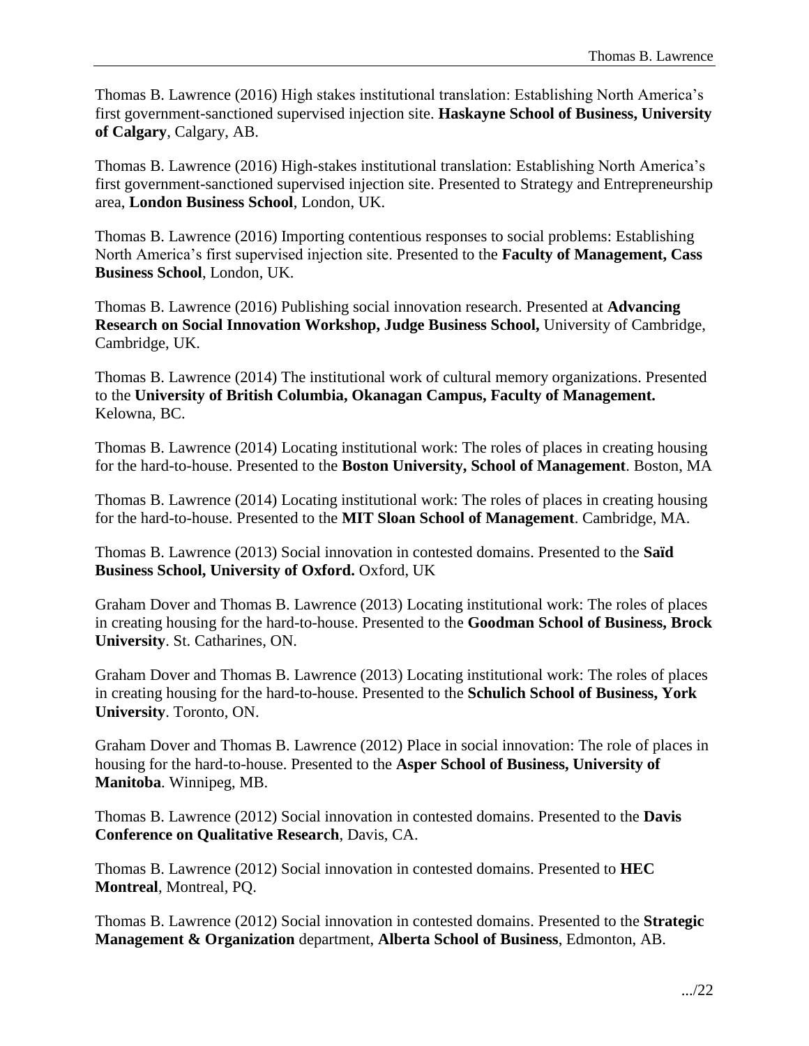Thomas B. Lawrence (2016) High stakes institutional translation: Establishing North America's first government-sanctioned supervised injection site. **Haskayne School of Business, University of Calgary**, Calgary, AB.

Thomas B. Lawrence (2016) High-stakes institutional translation: Establishing North America's first government-sanctioned supervised injection site. Presented to Strategy and Entrepreneurship area, **London Business School**, London, UK.

Thomas B. Lawrence (2016) Importing contentious responses to social problems: Establishing North America's first supervised injection site. Presented to the **Faculty of Management, Cass Business School**, London, UK.

Thomas B. Lawrence (2016) Publishing social innovation research. Presented at **Advancing Research on Social Innovation Workshop, Judge Business School,** University of Cambridge, Cambridge, UK.

Thomas B. Lawrence (2014) The institutional work of cultural memory organizations. Presented to the **University of British Columbia, Okanagan Campus, Faculty of Management.** Kelowna, BC.

Thomas B. Lawrence (2014) Locating institutional work: The roles of places in creating housing for the hard-to-house. Presented to the **Boston University, School of Management**. Boston, MA

Thomas B. Lawrence (2014) Locating institutional work: The roles of places in creating housing for the hard-to-house. Presented to the **MIT Sloan School of Management**. Cambridge, MA.

Thomas B. Lawrence (2013) Social innovation in contested domains. Presented to the **Saïd Business School, University of Oxford.** Oxford, UK

Graham Dover and Thomas B. Lawrence (2013) Locating institutional work: The roles of places in creating housing for the hard-to-house. Presented to the **Goodman School of Business, Brock University**. St. Catharines, ON.

Graham Dover and Thomas B. Lawrence (2013) Locating institutional work: The roles of places in creating housing for the hard-to-house. Presented to the **Schulich School of Business, York University**. Toronto, ON.

Graham Dover and Thomas B. Lawrence (2012) Place in social innovation: The role of places in housing for the hard-to-house. Presented to the **Asper School of Business, University of Manitoba**. Winnipeg, MB.

Thomas B. Lawrence (2012) Social innovation in contested domains. Presented to the **Davis Conference on Qualitative Research**, Davis, CA.

Thomas B. Lawrence (2012) Social innovation in contested domains. Presented to **HEC Montreal**, Montreal, PQ.

Thomas B. Lawrence (2012) Social innovation in contested domains. Presented to the **Strategic Management & Organization** department, **Alberta School of Business**, Edmonton, AB.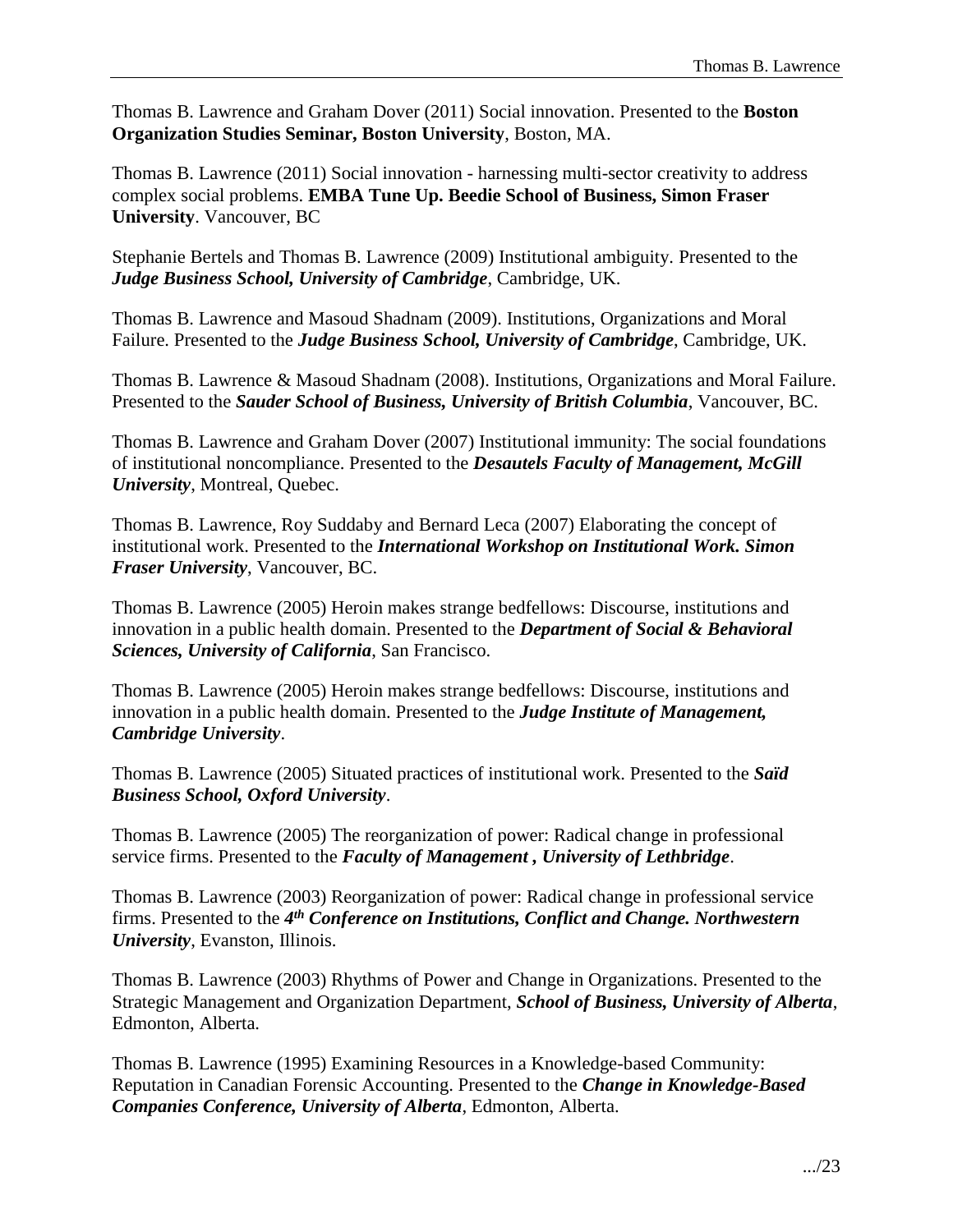Thomas B. Lawrence and Graham Dover (2011) Social innovation. Presented to the **Boston Organization Studies Seminar, Boston University**, Boston, MA.

Thomas B. Lawrence (2011) Social innovation - harnessing multi-sector creativity to address complex social problems. **EMBA Tune Up. Beedie School of Business, Simon Fraser University**. Vancouver, BC

Stephanie Bertels and Thomas B. Lawrence (2009) Institutional ambiguity. Presented to the ***Judge Business School, University of Cambridge***, Cambridge, UK.

Thomas B. Lawrence and Masoud Shadnam (2009). Institutions, Organizations and Moral Failure. Presented to the ***Judge Business School, University of Cambridge***, Cambridge, UK.

Thomas B. Lawrence & Masoud Shadnam (2008). Institutions, Organizations and Moral Failure. Presented to the ***Sauder School of Business, University of British Columbia***, Vancouver, BC.

Thomas B. Lawrence and Graham Dover (2007) Institutional immunity: The social foundations of institutional noncompliance. Presented to the ***Desautels Faculty of Management, McGill University***, Montreal, Quebec.

Thomas B. Lawrence, Roy Suddaby and Bernard Leca (2007) Elaborating the concept of institutional work. Presented to the ***International Workshop on Institutional Work. Simon Fraser University***, Vancouver, BC.

Thomas B. Lawrence (2005) Heroin makes strange bedfellows: Discourse, institutions and innovation in a public health domain. Presented to the ***Department of Social & Behavioral Sciences, University of California***, San Francisco.

Thomas B. Lawrence (2005) Heroin makes strange bedfellows: Discourse, institutions and innovation in a public health domain. Presented to the ***Judge Institute of Management, Cambridge University***.

Thomas B. Lawrence (2005) Situated practices of institutional work. Presented to the ***Saïd Business School, Oxford University***.

Thomas B. Lawrence (2005) The reorganization of power: Radical change in professional service firms. Presented to the ***Faculty of Management , University of Lethbridge***.

Thomas B. Lawrence (2003) Reorganization of power: Radical change in professional service firms. Presented to the ***4th Conference on Institutions, Conflict and Change. Northwestern University***, Evanston, Illinois.

Thomas B. Lawrence (2003) Rhythms of Power and Change in Organizations. Presented to the Strategic Management and Organization Department, ***School of Business, University of Alberta***, Edmonton, Alberta.

Thomas B. Lawrence (1995) Examining Resources in a Knowledge-based Community: Reputation in Canadian Forensic Accounting. Presented to the ***Change in Knowledge-Based Companies Conference, University of Alberta***, Edmonton, Alberta.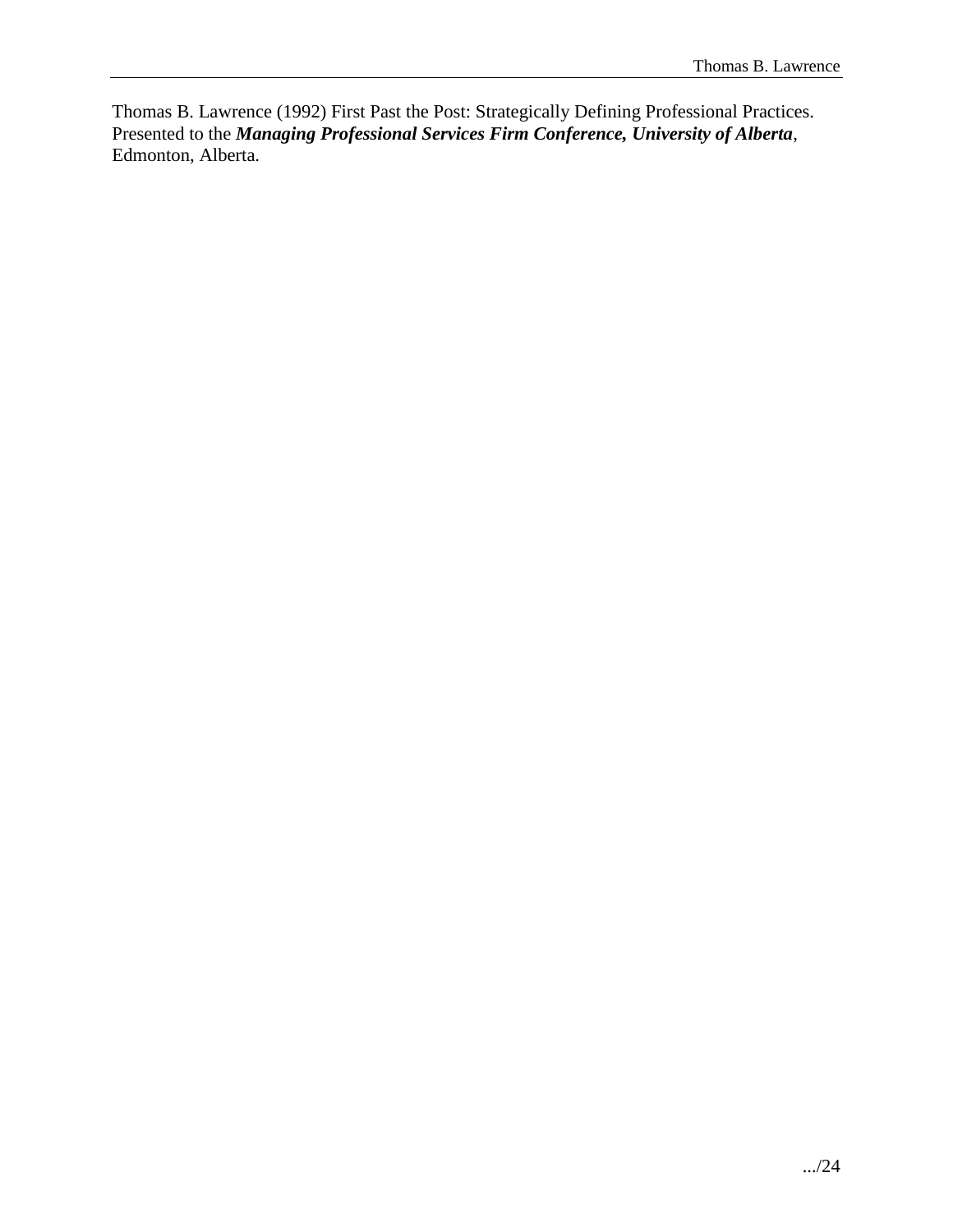Thomas B. Lawrence (1992) First Past the Post: Strategically Defining Professional Practices. Presented to the ***Managing Professional Services Firm Conference, University of Alberta***, Edmonton, Alberta.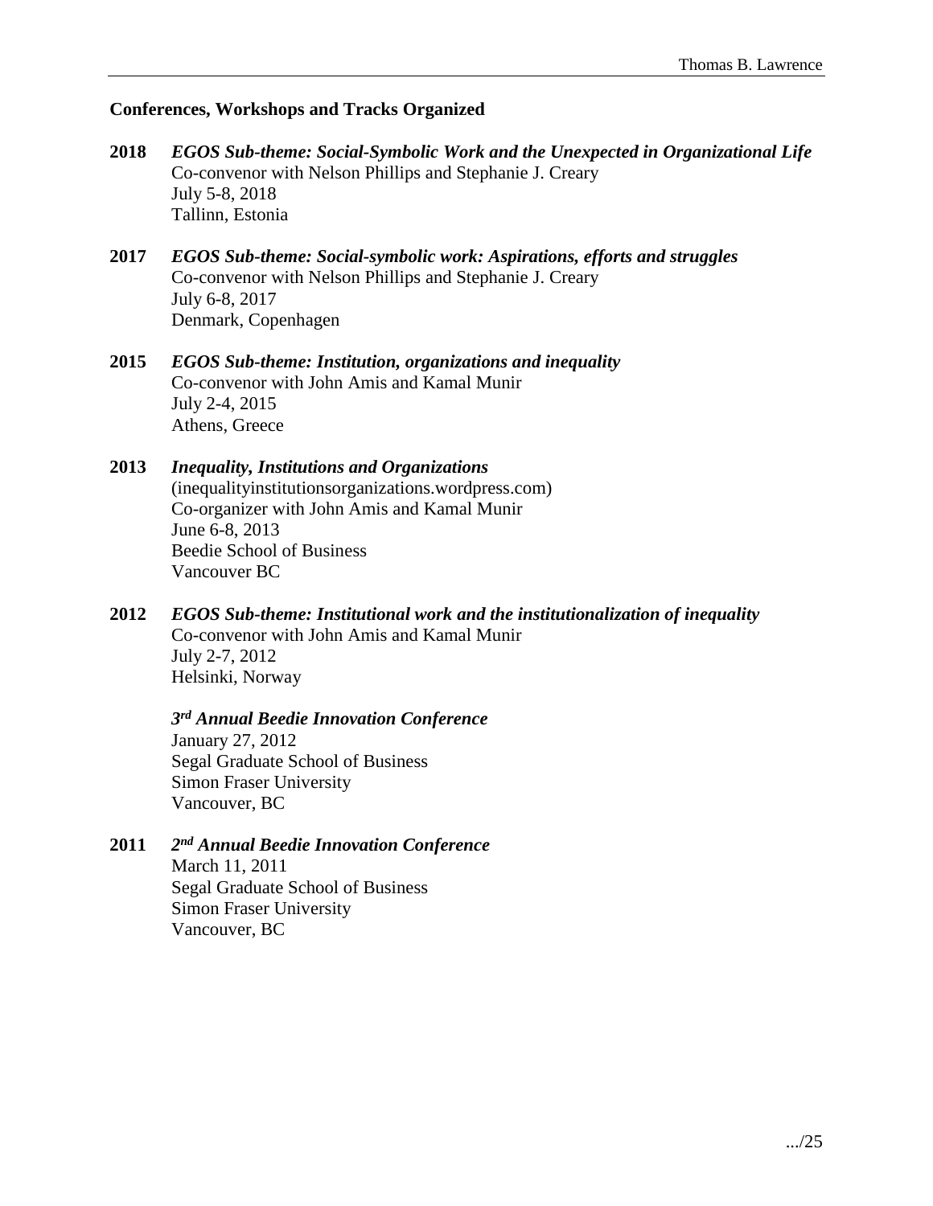### Conferences, Workshops and Tracks Organized

**2018** ***EGOS Sub-theme: Social-Symbolic Work and the Unexpected in Organizational Life***
Co-convenor with Nelson Phillips and Stephanie J. Creary
July 5-8, 2018
Tallinn, Estonia

**2017** ***EGOS Sub-theme: Social-symbolic work: Aspirations, efforts and struggles***
Co-convenor with Nelson Phillips and Stephanie J. Creary
July 6-8, 2017
Denmark, Copenhagen

**2015** ***EGOS Sub-theme: Institution, organizations and inequality***
Co-convenor with John Amis and Kamal Munir
July 2-4, 2015
Athens, Greece

**2013** ***Inequality, Institutions and Organizations***
(inequalityinstitutionsorganizations.wordpress.com)
Co-organizer with John Amis and Kamal Munir
June 6-8, 2013
Beedie School of Business
Vancouver BC

**2012** ***EGOS Sub-theme: Institutional work and the institutionalization of inequality***
Co-convenor with John Amis and Kamal Munir
July 2-7, 2012
Helsinki, Norway

***3rd Annual Beedie Innovation Conference***
January 27, 2012
Segal Graduate School of Business
Simon Fraser University
Vancouver, BC

**2011** ***2nd Annual Beedie Innovation Conference***
March 11, 2011
Segal Graduate School of Business
Simon Fraser University
Vancouver, BC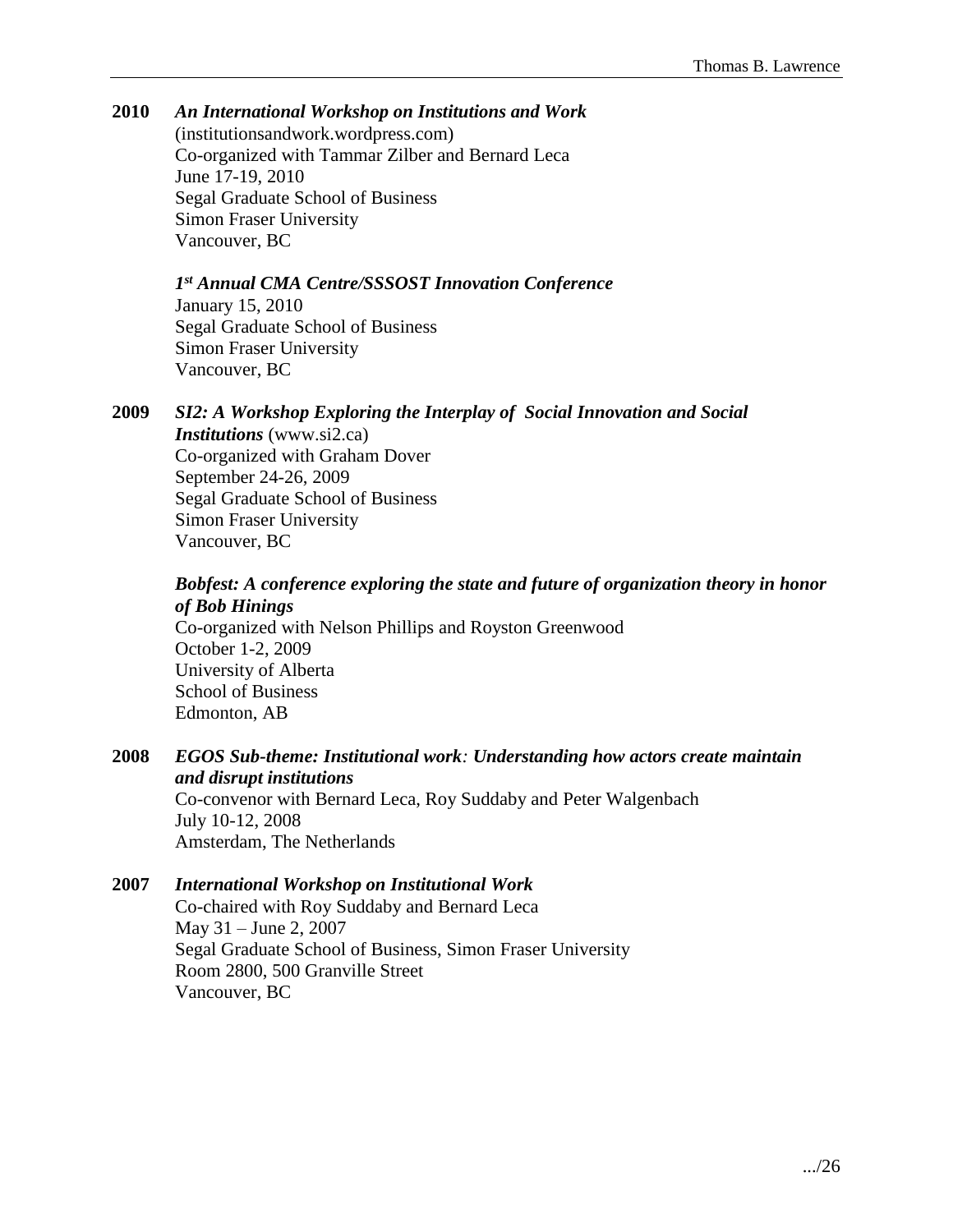**2010** ***An International Workshop on Institutions and Work***
(institutionsandwork.wordpress.com)
Co-organized with Tammar Zilber and Bernard Leca
June 17-19, 2010
Segal Graduate School of Business
Simon Fraser University
Vancouver, BC

***1st Annual CMA Centre/SSSOST Innovation Conference***
January 15, 2010
Segal Graduate School of Business
Simon Fraser University
Vancouver, BC

**2009** ***SI2: A Workshop Exploring the Interplay of Social Innovation and Social Institutions*** (www.si2.ca)
Co-organized with Graham Dover
September 24-26, 2009
Segal Graduate School of Business
Simon Fraser University
Vancouver, BC

***Bobfest: A conference exploring the state and future of organization theory in honor of Bob Hinings***
Co-organized with Nelson Phillips and Royston Greenwood
October 1-2, 2009
University of Alberta
School of Business
Edmonton, AB

**2008** ***EGOS Sub-theme: Institutional work: Understanding how actors create maintain and disrupt institutions***
Co-convenor with Bernard Leca, Roy Suddaby and Peter Walgenbach
July 10-12, 2008
Amsterdam, The Netherlands

**2007** ***International Workshop on Institutional Work***
Co-chaired with Roy Suddaby and Bernard Leca
May 31 – June 2, 2007
Segal Graduate School of Business, Simon Fraser University
Room 2800, 500 Granville Street
Vancouver, BC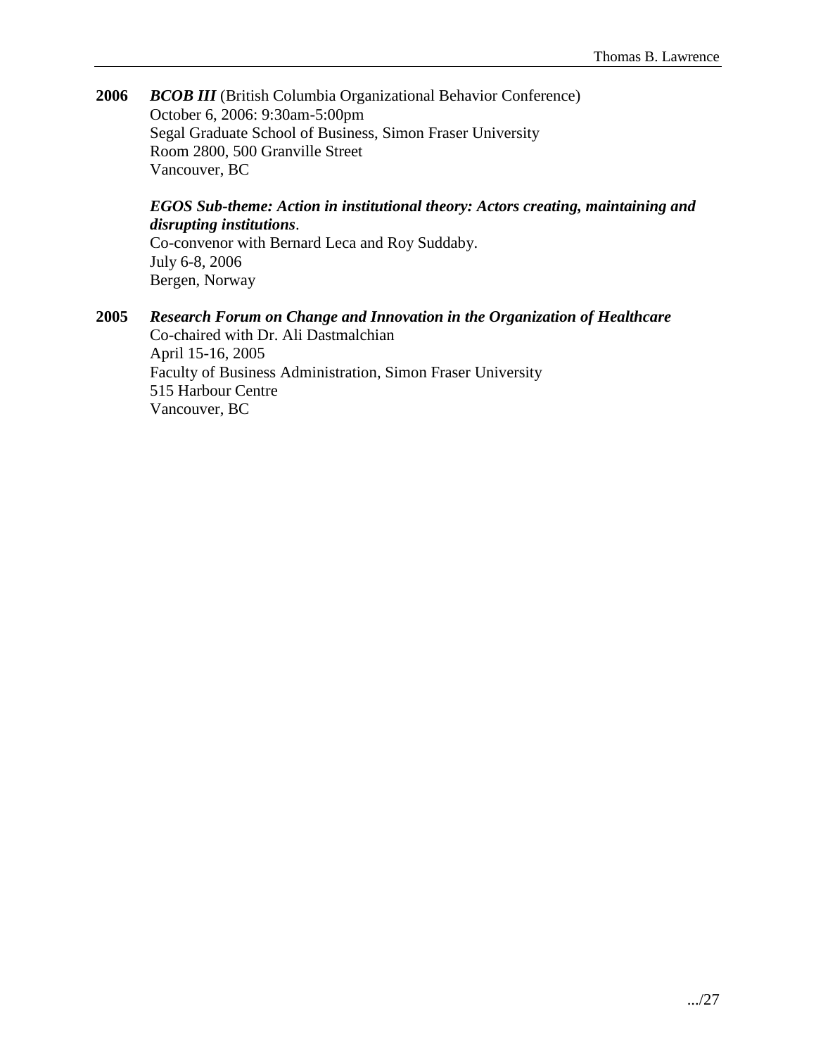**2006** ***BCOB III*** (British Columbia Organizational Behavior Conference)
October 6, 2006: 9:30am-5:00pm
Segal Graduate School of Business, Simon Fraser University
Room 2800, 500 Granville Street
Vancouver, BC

***EGOS Sub-theme: Action in institutional theory: Actors creating, maintaining and disrupting institutions***.
Co-convenor with Bernard Leca and Roy Suddaby.
July 6-8, 2006
Bergen, Norway

**2005** ***Research Forum on Change and Innovation in the Organization of Healthcare***
Co-chaired with Dr. Ali Dastmalchian
April 15-16, 2005
Faculty of Business Administration, Simon Fraser University
515 Harbour Centre
Vancouver, BC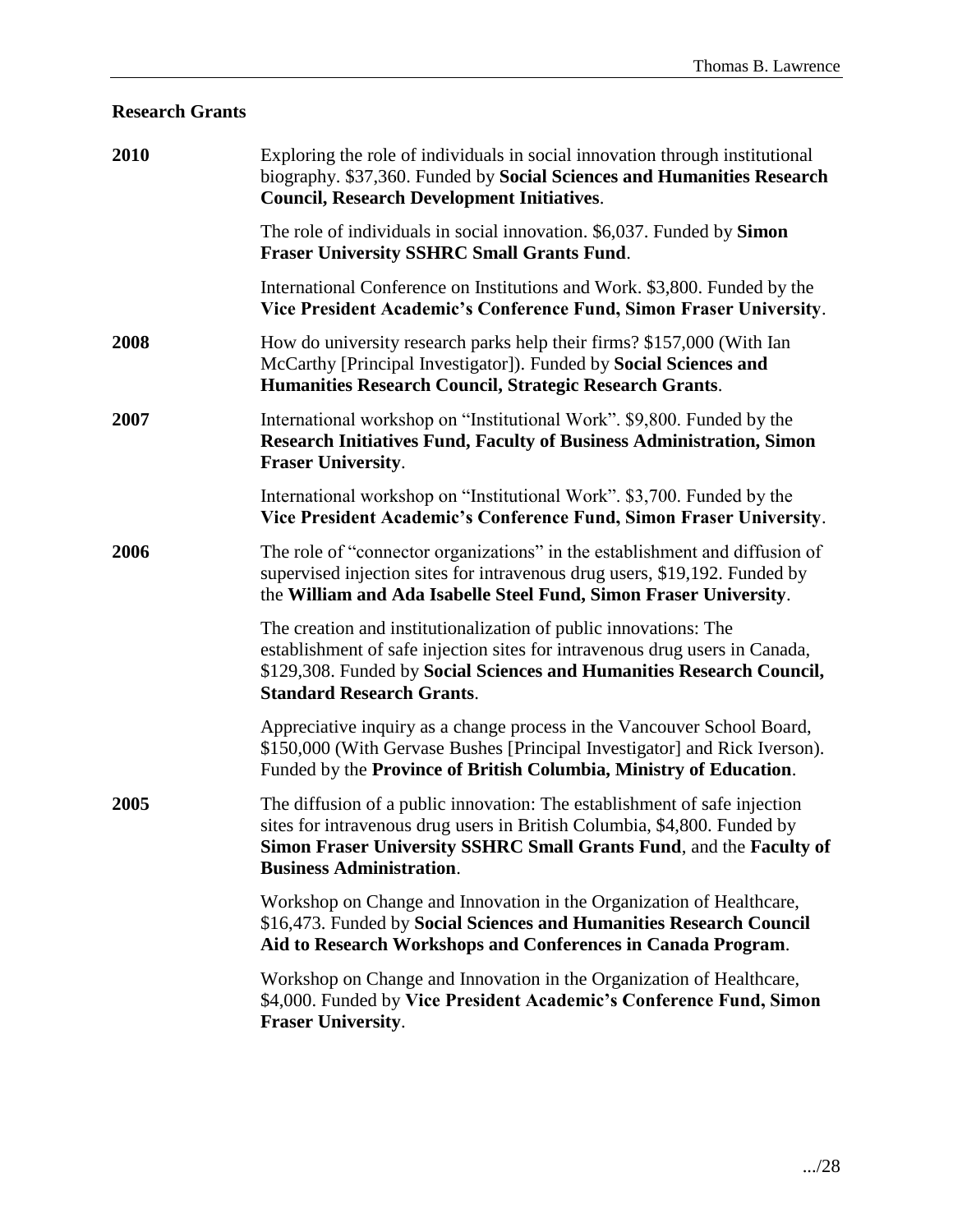**Research Grants**

**2010**

Exploring the role of individuals in social innovation through institutional biography. $37,360. Funded by **Social Sciences and Humanities Research Council, Research Development Initiatives**.

The role of individuals in social innovation. $6,037. Funded by **Simon Fraser University SSHRC Small Grants Fund**.

International Conference on Institutions and Work. $3,800. Funded by the **Vice President Academic's Conference Fund, Simon Fraser University**.

**2008**

How do university research parks help their firms? $157,000 (With Ian McCarthy [Principal Investigator]). Funded by **Social Sciences and Humanities Research Council, Strategic Research Grants**.

**2007**

International workshop on "Institutional Work". $9,800. Funded by the **Research Initiatives Fund, Faculty of Business Administration, Simon Fraser University**.

International workshop on "Institutional Work". $3,700. Funded by the **Vice President Academic's Conference Fund, Simon Fraser University**.

**2006**

The role of "connector organizations" in the establishment and diffusion of supervised injection sites for intravenous drug users, $19,192. Funded by the **William and Ada Isabelle Steel Fund, Simon Fraser University**.

The creation and institutionalization of public innovations: The establishment of safe injection sites for intravenous drug users in Canada, $129,308. Funded by **Social Sciences and Humanities Research Council, Standard Research Grants**.

Appreciative inquiry as a change process in the Vancouver School Board, $150,000 (With Gervase Bushes [Principal Investigator] and Rick Iverson). Funded by the **Province of British Columbia, Ministry of Education**.

**2005**

The diffusion of a public innovation: The establishment of safe injection sites for intravenous drug users in British Columbia, $4,800. Funded by **Simon Fraser University SSHRC Small Grants Fund**, and the **Faculty of Business Administration**.

Workshop on Change and Innovation in the Organization of Healthcare, $16,473. Funded by **Social Sciences and Humanities Research Council Aid to Research Workshops and Conferences in Canada Program**.

Workshop on Change and Innovation in the Organization of Healthcare, $4,000. Funded by **Vice President Academic's Conference Fund, Simon Fraser University**.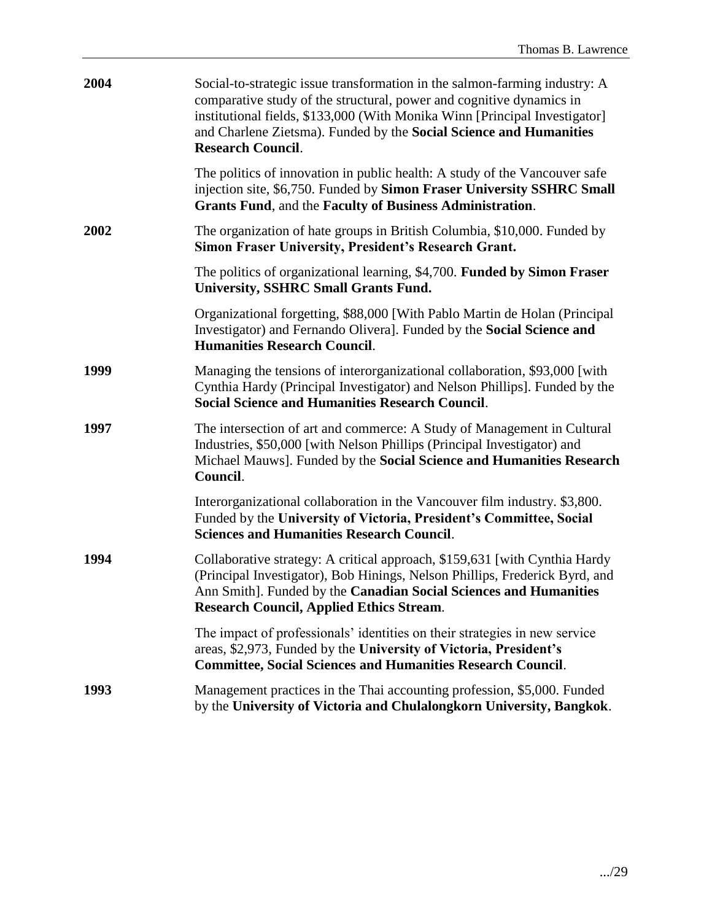**2004** Social-to-strategic issue transformation in the salmon-farming industry: A comparative study of the structural, power and cognitive dynamics in institutional fields, $133,000 (With Monika Winn [Principal Investigator] and Charlene Zietsma). Funded by the **Social Science and Humanities Research Council**.

The politics of innovation in public health: A study of the Vancouver safe injection site, $6,750. Funded by **Simon Fraser University SSHRC Small Grants Fund**, and the **Faculty of Business Administration**.

**2002** The organization of hate groups in British Columbia, $10,000. Funded by **Simon Fraser University, President's Research Grant.**

The politics of organizational learning, $4,700. **Funded by Simon Fraser University, SSHRC Small Grants Fund.**

Organizational forgetting, $88,000 [With Pablo Martin de Holan (Principal Investigator) and Fernando Olivera]. Funded by the **Social Science and Humanities Research Council**.

**1999** Managing the tensions of interorganizational collaboration, $93,000 [with Cynthia Hardy (Principal Investigator) and Nelson Phillips]. Funded by the **Social Science and Humanities Research Council**.

**1997** The intersection of art and commerce: A Study of Management in Cultural Industries, $50,000 [with Nelson Phillips (Principal Investigator) and Michael Mauws]. Funded by the **Social Science and Humanities Research Council**.

Interorganizational collaboration in the Vancouver film industry. $3,800. Funded by the **University of Victoria, President's Committee, Social Sciences and Humanities Research Council**.

**1994** Collaborative strategy: A critical approach, $159,631 [with Cynthia Hardy (Principal Investigator), Bob Hinings, Nelson Phillips, Frederick Byrd, and Ann Smith]. Funded by the **Canadian Social Sciences and Humanities Research Council, Applied Ethics Stream**.

The impact of professionals' identities on their strategies in new service areas, $2,973, Funded by the **University of Victoria, President's Committee, Social Sciences and Humanities Research Council**.

**1993** Management practices in the Thai accounting profession, $5,000. Funded by the **University of Victoria and Chulalongkorn University, Bangkok**.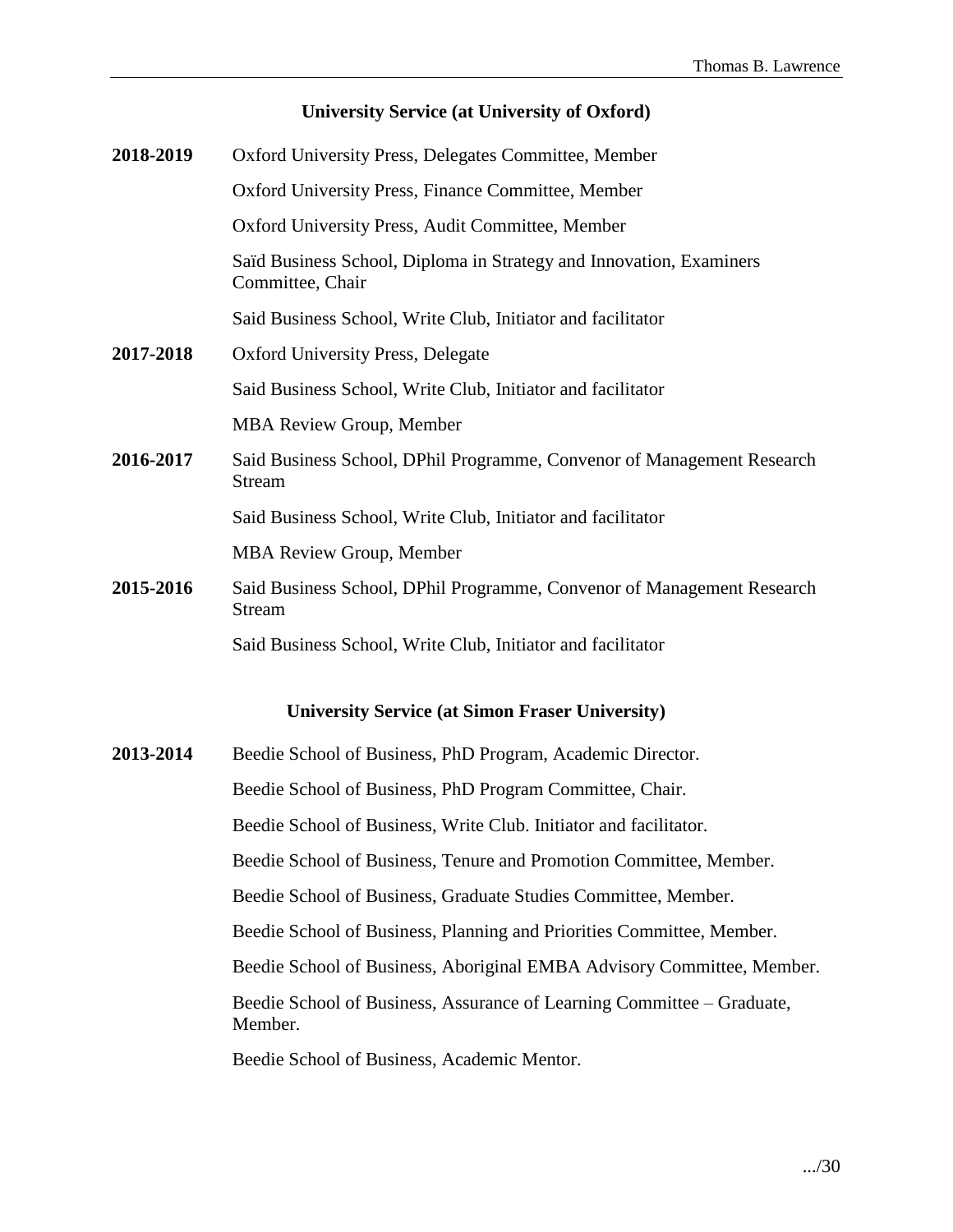## University Service (at University of Oxford)

**2018-2019** Oxford University Press, Delegates Committee, Member

Oxford University Press, Finance Committee, Member

Oxford University Press, Audit Committee, Member

Saïd Business School, Diploma in Strategy and Innovation, Examiners Committee, Chair

Said Business School, Write Club, Initiator and facilitator

**2017-2018** Oxford University Press, Delegate

Said Business School, Write Club, Initiator and facilitator

MBA Review Group, Member

**2016-2017** Said Business School, DPhil Programme, Convenor of Management Research Stream

Said Business School, Write Club, Initiator and facilitator

MBA Review Group, Member

**2015-2016** Said Business School, DPhil Programme, Convenor of Management Research Stream

Said Business School, Write Club, Initiator and facilitator

## University Service (at Simon Fraser University)

**2013-2014** Beedie School of Business, PhD Program, Academic Director.

Beedie School of Business, PhD Program Committee, Chair.

Beedie School of Business, Write Club. Initiator and facilitator.

Beedie School of Business, Tenure and Promotion Committee, Member.

Beedie School of Business, Graduate Studies Committee, Member.

Beedie School of Business, Planning and Priorities Committee, Member.

Beedie School of Business, Aboriginal EMBA Advisory Committee, Member.

Beedie School of Business, Assurance of Learning Committee – Graduate, Member.

Beedie School of Business, Academic Mentor.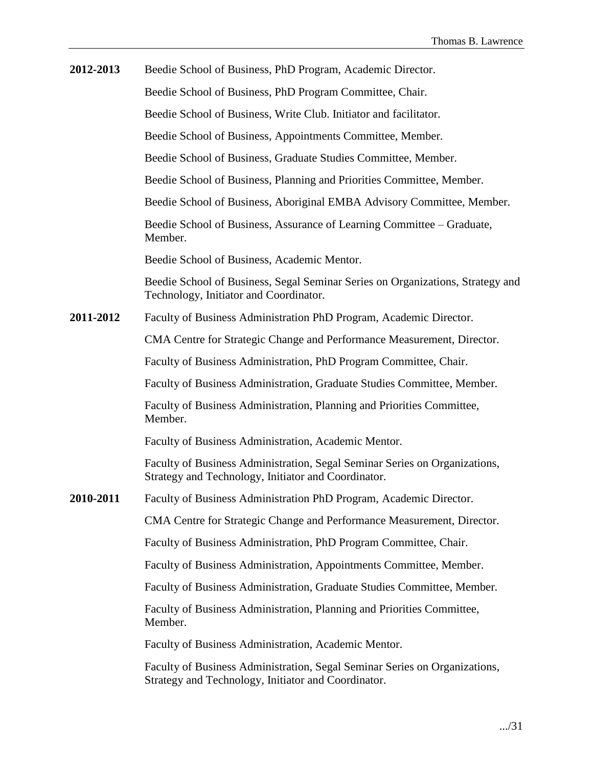**2012-2013** Beedie School of Business, PhD Program, Academic Director.

Beedie School of Business, PhD Program Committee, Chair.

Beedie School of Business, Write Club. Initiator and facilitator.

Beedie School of Business, Appointments Committee, Member.

Beedie School of Business, Graduate Studies Committee, Member.

Beedie School of Business, Planning and Priorities Committee, Member.

Beedie School of Business, Aboriginal EMBA Advisory Committee, Member.

Beedie School of Business, Assurance of Learning Committee – Graduate, Member.

Beedie School of Business, Academic Mentor.

Beedie School of Business, Segal Seminar Series on Organizations, Strategy and Technology, Initiator and Coordinator.

**2011-2012** Faculty of Business Administration PhD Program, Academic Director.

CMA Centre for Strategic Change and Performance Measurement, Director.

Faculty of Business Administration, PhD Program Committee, Chair.

Faculty of Business Administration, Graduate Studies Committee, Member.

Faculty of Business Administration, Planning and Priorities Committee, Member.

Faculty of Business Administration, Academic Mentor.

Faculty of Business Administration, Segal Seminar Series on Organizations, Strategy and Technology, Initiator and Coordinator.

**2010-2011** Faculty of Business Administration PhD Program, Academic Director.

CMA Centre for Strategic Change and Performance Measurement, Director.

Faculty of Business Administration, PhD Program Committee, Chair.

Faculty of Business Administration, Appointments Committee, Member.

Faculty of Business Administration, Graduate Studies Committee, Member.

Faculty of Business Administration, Planning and Priorities Committee, Member.

Faculty of Business Administration, Academic Mentor.

Faculty of Business Administration, Segal Seminar Series on Organizations, Strategy and Technology, Initiator and Coordinator.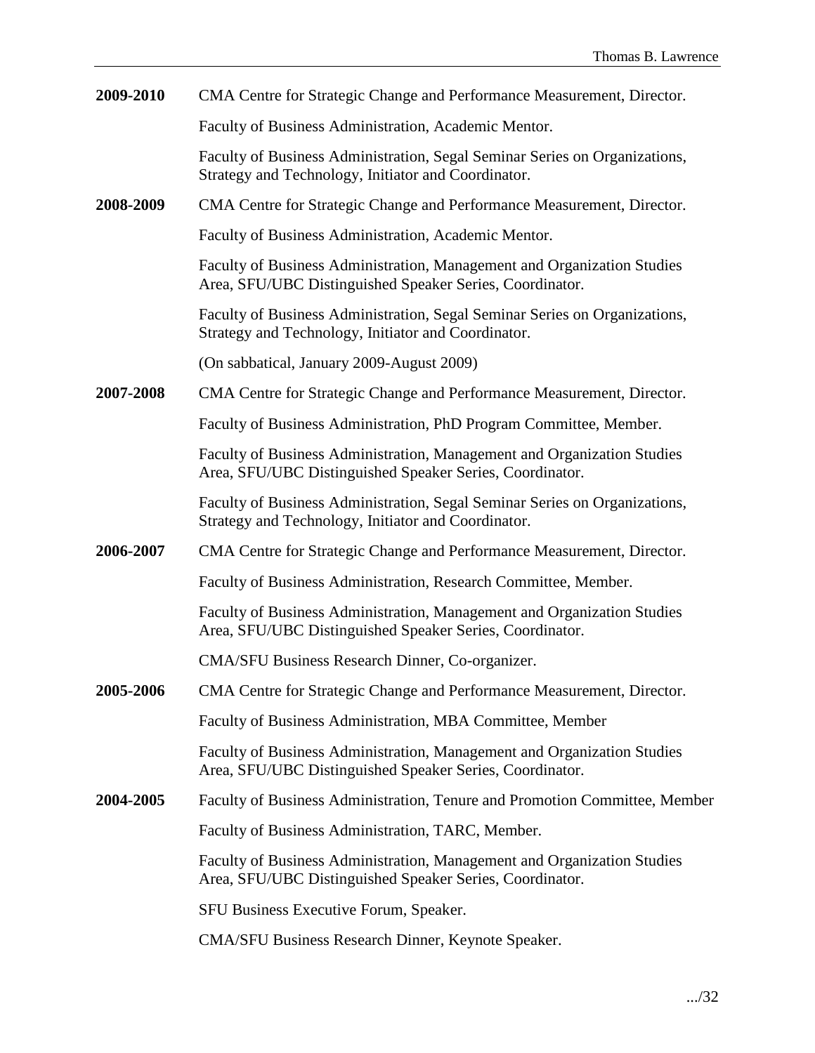**2009-2010** CMA Centre for Strategic Change and Performance Measurement, Director.

Faculty of Business Administration, Academic Mentor.

Faculty of Business Administration, Segal Seminar Series on Organizations, Strategy and Technology, Initiator and Coordinator.

**2008-2009** CMA Centre for Strategic Change and Performance Measurement, Director.

Faculty of Business Administration, Academic Mentor.

Faculty of Business Administration, Management and Organization Studies Area, SFU/UBC Distinguished Speaker Series, Coordinator.

Faculty of Business Administration, Segal Seminar Series on Organizations, Strategy and Technology, Initiator and Coordinator.

(On sabbatical, January 2009-August 2009)

**2007-2008** CMA Centre for Strategic Change and Performance Measurement, Director.

Faculty of Business Administration, PhD Program Committee, Member.

Faculty of Business Administration, Management and Organization Studies Area, SFU/UBC Distinguished Speaker Series, Coordinator.

Faculty of Business Administration, Segal Seminar Series on Organizations, Strategy and Technology, Initiator and Coordinator.

**2006-2007** CMA Centre for Strategic Change and Performance Measurement, Director.

Faculty of Business Administration, Research Committee, Member.

Faculty of Business Administration, Management and Organization Studies Area, SFU/UBC Distinguished Speaker Series, Coordinator.

CMA/SFU Business Research Dinner, Co-organizer.

**2005-2006** CMA Centre for Strategic Change and Performance Measurement, Director.

Faculty of Business Administration, MBA Committee, Member

Faculty of Business Administration, Management and Organization Studies Area, SFU/UBC Distinguished Speaker Series, Coordinator.

**2004-2005** Faculty of Business Administration, Tenure and Promotion Committee, Member

Faculty of Business Administration, TARC, Member.

Faculty of Business Administration, Management and Organization Studies Area, SFU/UBC Distinguished Speaker Series, Coordinator.

SFU Business Executive Forum, Speaker.

CMA/SFU Business Research Dinner, Keynote Speaker.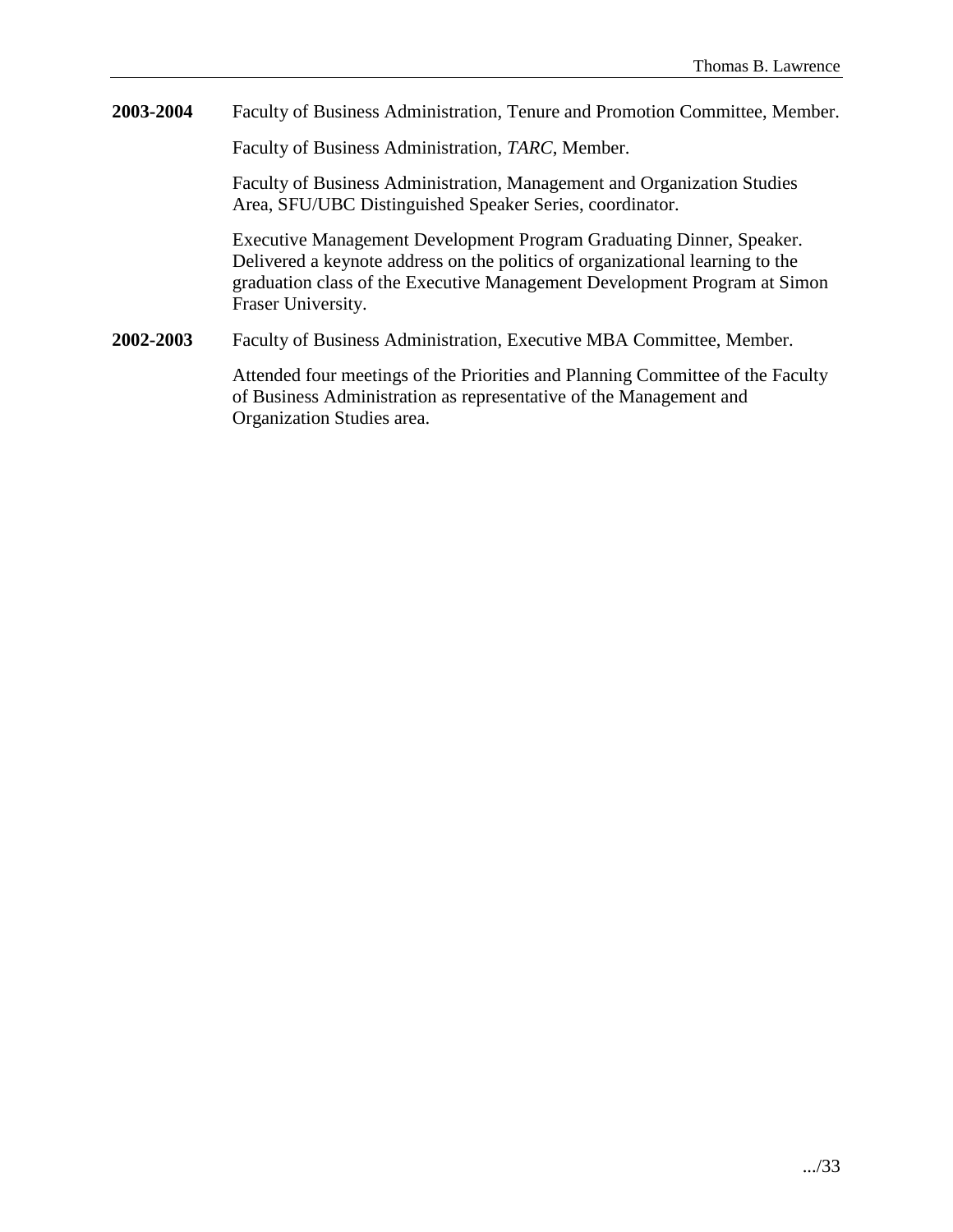**2003-2004** Faculty of Business Administration, Tenure and Promotion Committee, Member.

Faculty of Business Administration, *TARC*, Member.

Faculty of Business Administration, Management and Organization Studies Area, SFU/UBC Distinguished Speaker Series, coordinator.

Executive Management Development Program Graduating Dinner, Speaker. Delivered a keynote address on the politics of organizational learning to the graduation class of the Executive Management Development Program at Simon Fraser University.

**2002-2003** Faculty of Business Administration, Executive MBA Committee, Member.

Attended four meetings of the Priorities and Planning Committee of the Faculty of Business Administration as representative of the Management and Organization Studies area.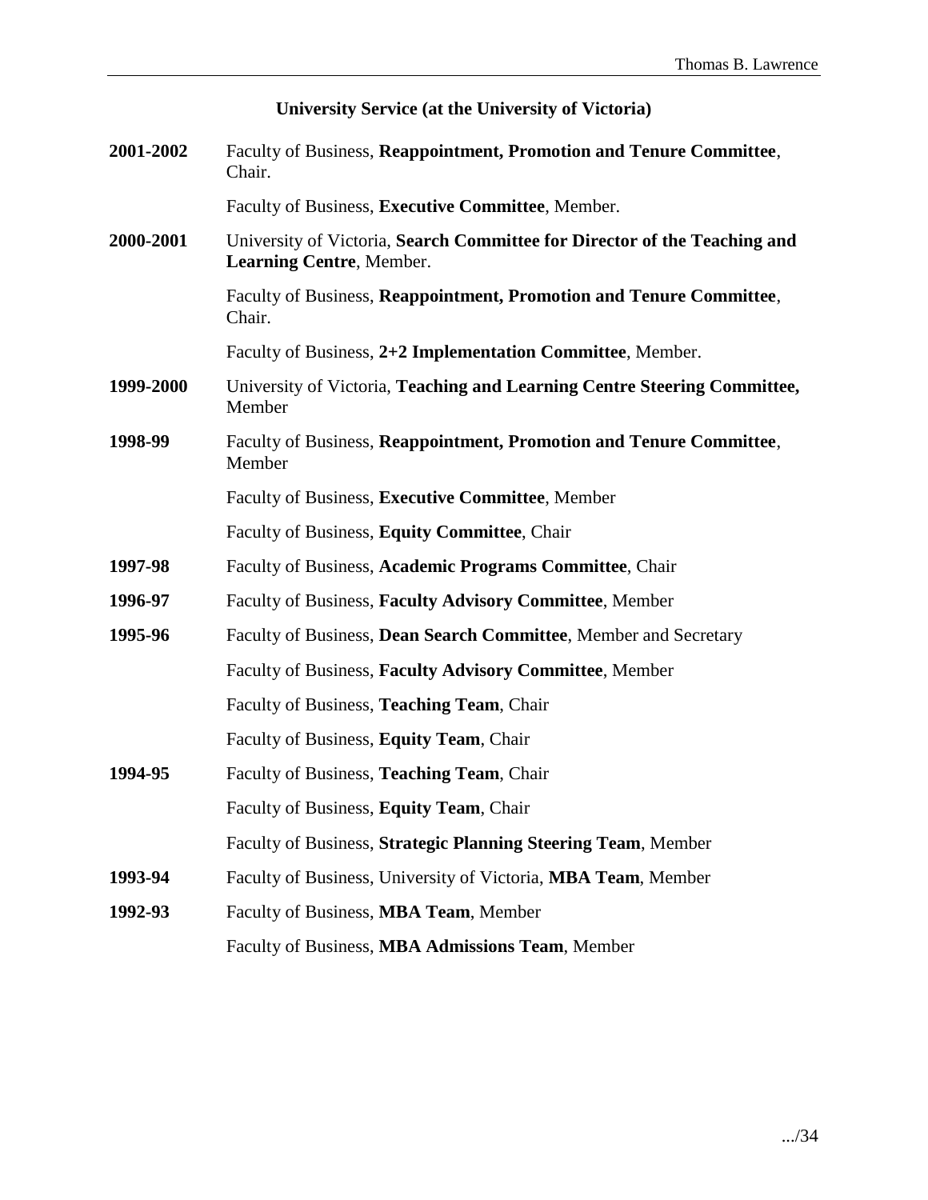## University Service (at the University of Victoria)

**2001-2002** Faculty of Business, **Reappointment, Promotion and Tenure Committee**, Chair.

Faculty of Business, **Executive Committee**, Member.

**2000-2001** University of Victoria, **Search Committee for Director of the Teaching and Learning Centre**, Member.

Faculty of Business, **Reappointment, Promotion and Tenure Committee**, Chair.

Faculty of Business, **2+2 Implementation Committee**, Member.

**1999-2000** University of Victoria, **Teaching and Learning Centre Steering Committee,** Member

**1998-99** Faculty of Business, **Reappointment, Promotion and Tenure Committee**, Member

Faculty of Business, **Executive Committee**, Member

Faculty of Business, **Equity Committee**, Chair

**1997-98** Faculty of Business, **Academic Programs Committee**, Chair

**1996-97** Faculty of Business, **Faculty Advisory Committee**, Member

**1995-96** Faculty of Business, **Dean Search Committee**, Member and Secretary

Faculty of Business, **Faculty Advisory Committee**, Member

Faculty of Business, **Teaching Team**, Chair

Faculty of Business, **Equity Team**, Chair

**1994-95** Faculty of Business, **Teaching Team**, Chair

Faculty of Business, **Equity Team**, Chair

Faculty of Business, **Strategic Planning Steering Team**, Member

**1993-94** Faculty of Business, University of Victoria, **MBA Team**, Member

**1992-93** Faculty of Business, **MBA Team**, Member

Faculty of Business, **MBA Admissions Team**, Member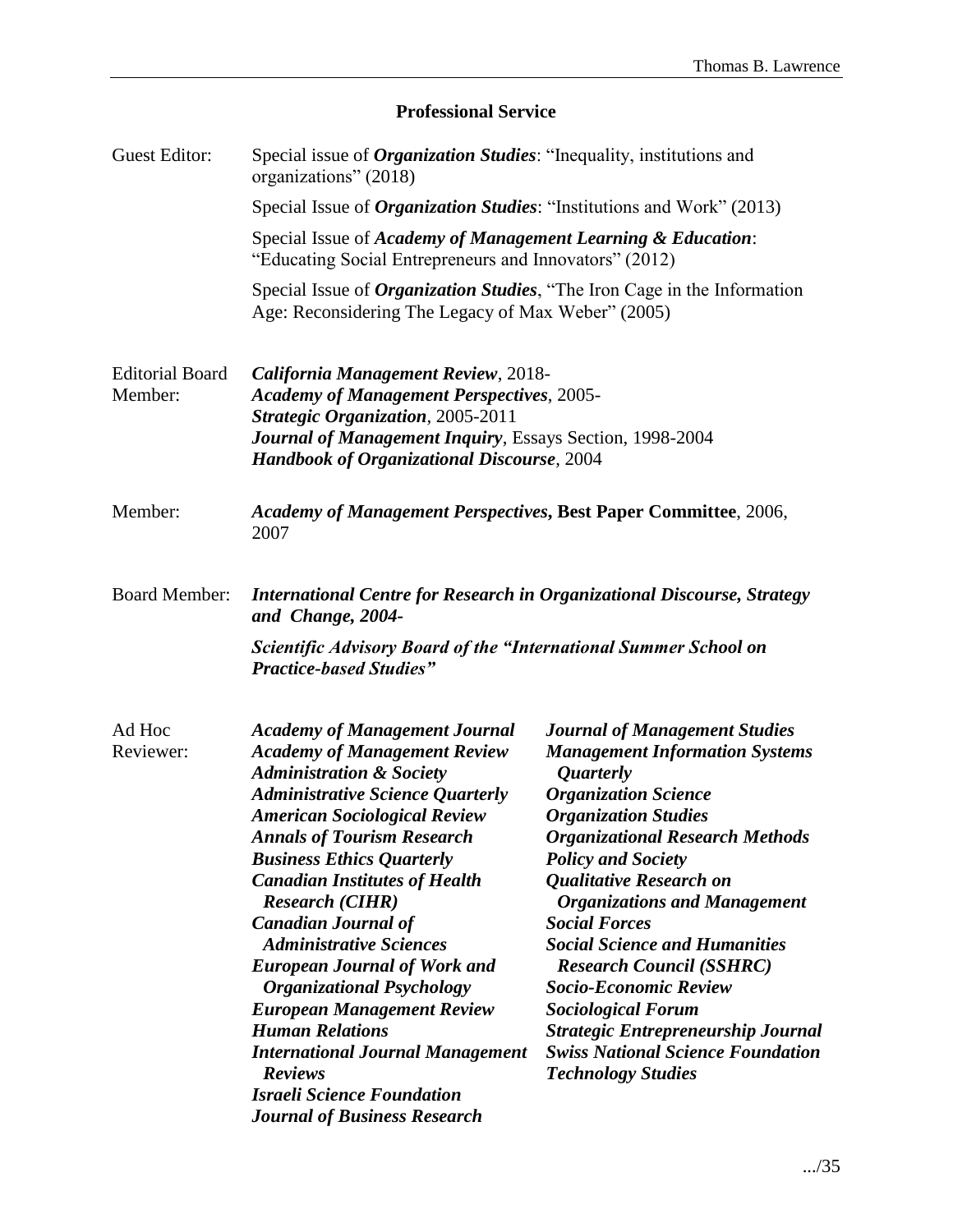## Professional Service

Guest Editor: Special issue of ***Organization Studies***: "Inequality, institutions and organizations" (2018)

Special Issue of ***Organization Studies***: "Institutions and Work" (2013)

Special Issue of ***Academy of Management Learning & Education***: "Educating Social Entrepreneurs and Innovators" (2012)

Special Issue of ***Organization Studies***, "The Iron Cage in the Information Age: Reconsidering The Legacy of Max Weber" (2005)

Editorial Board Member:
***California Management Review***, 2018-
***Academy of Management Perspectives***, 2005-
***Strategic Organization***, 2005-2011
***Journal of Management Inquiry***, Essays Section, 1998-2004
***Handbook of Organizational Discourse***, 2004

Member: ***Academy of Management Perspectives*, Best Paper Committee**, 2006, 2007

Board Member: ***International Centre for Research in Organizational Discourse, Strategy and Change, 2004-***

***Scientific Advisory Board of the "International Summer School on Practice-based Studies"***

Ad Hoc Reviewer:
***Academy of Management Journal***
***Academy of Management Review***
***Administration & Society***
***Administrative Science Quarterly***
***American Sociological Review***
***Annals of Tourism Research***
***Business Ethics Quarterly***
***Canadian Institutes of Health Research (CIHR)***
***Canadian Journal of Administrative Sciences***
***European Journal of Work and Organizational Psychology***
***European Management Review***
***Human Relations***
***International Journal Management Reviews***
***Israeli Science Foundation***
***Journal of Business Research***
***Journal of Management Studies***
***Management Information Systems Quarterly***
***Organization Science***
***Organization Studies***
***Organizational Research Methods***
***Policy and Society***
***Qualitative Research on Organizations and Management***
***Social Forces***
***Social Science and Humanities Research Council (SSHRC)***
***Socio-Economic Review***
***Sociological Forum***
***Strategic Entrepreneurship Journal***
***Swiss National Science Foundation***
***Technology Studies***